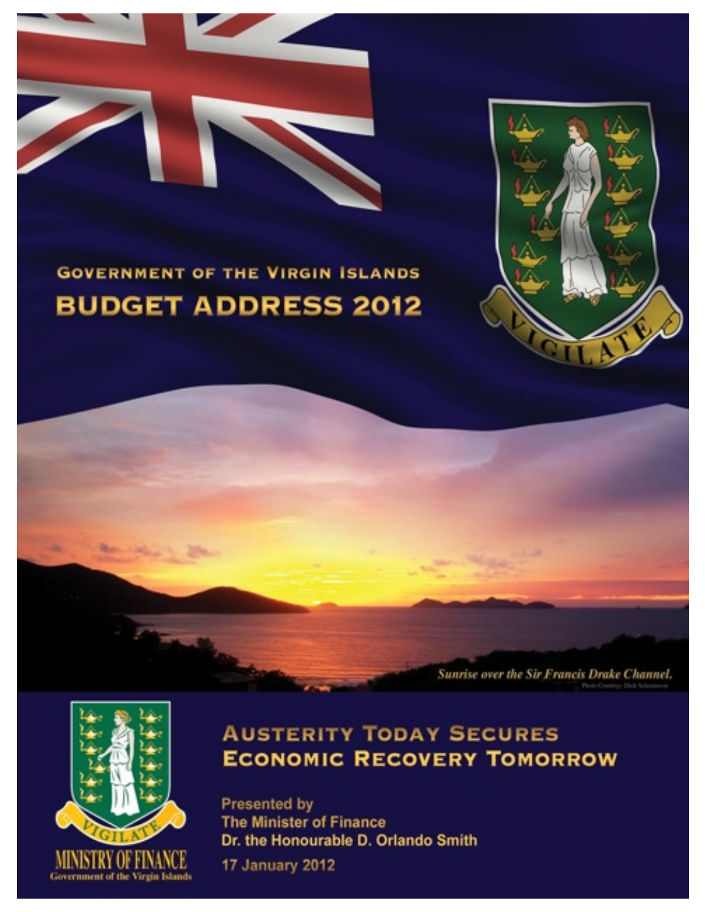# Government of the Virgin Islands

# Budget Address 2012

VIGILATE

*Sunrise over the Sir Francis Drake Channel.*

Photo Courtesy: Dick Schoonover

VIGILATE

MINISTRY OF FINANCE

Government of the Virgin Islands

## Austerity Today Secures Economic Recovery Tomorrow

Presented by
The Minister of Finance
Dr. the Honourable D. Orlando Smith

17 January 2012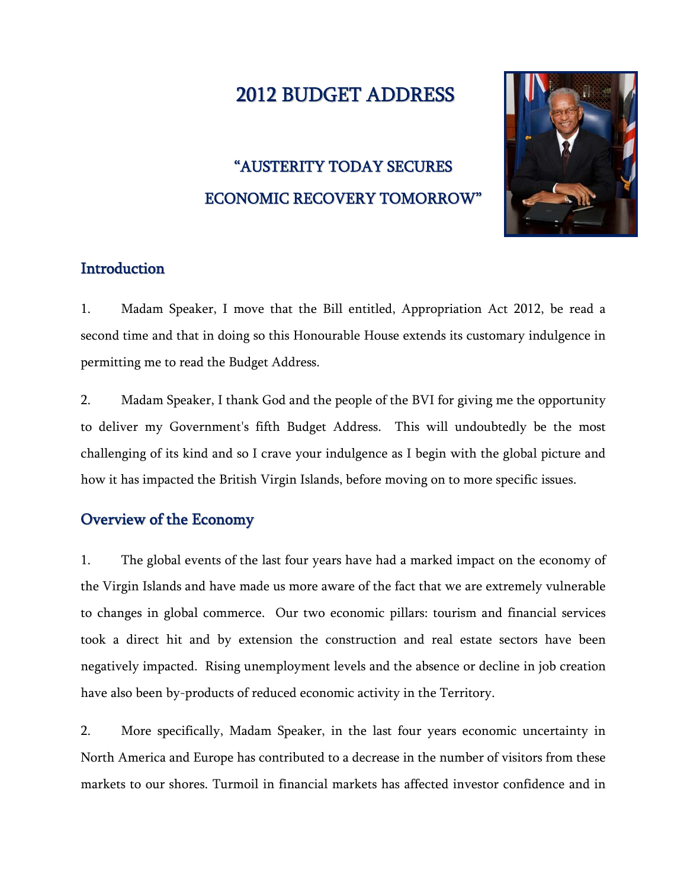# 2012 BUDGET ADDRESS

## "AUSTERITY TODAY SECURES ECONOMIC RECOVERY TOMORROW"

## Introduction

1. Madam Speaker, I move that the Bill entitled, Appropriation Act 2012, be read a second time and that in doing so this Honourable House extends its customary indulgence in permitting me to read the Budget Address.

2. Madam Speaker, I thank God and the people of the BVI for giving me the opportunity to deliver my Government's fifth Budget Address. This will undoubtedly be the most challenging of its kind and so I crave your indulgence as I begin with the global picture and how it has impacted the British Virgin Islands, before moving on to more specific issues.

## Overview of the Economy

1. The global events of the last four years have had a marked impact on the economy of the Virgin Islands and have made us more aware of the fact that we are extremely vulnerable to changes in global commerce. Our two economic pillars: tourism and financial services took a direct hit and by extension the construction and real estate sectors have been negatively impacted. Rising unemployment levels and the absence or decline in job creation have also been by-products of reduced economic activity in the Territory.

2. More specifically, Madam Speaker, in the last four years economic uncertainty in North America and Europe has contributed to a decrease in the number of visitors from these markets to our shores. Turmoil in financial markets has affected investor confidence and in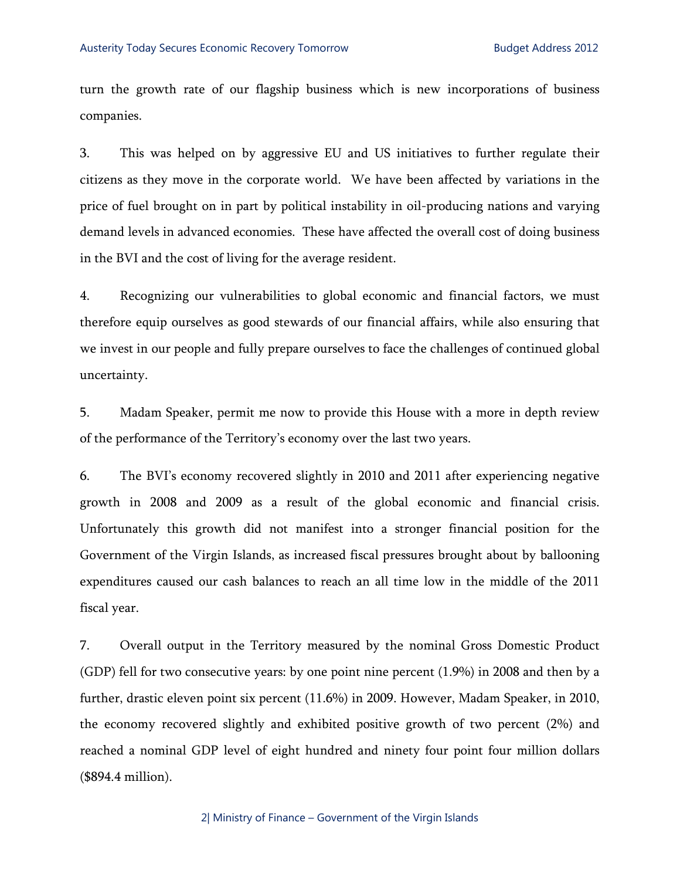turn the growth rate of our flagship business which is new incorporations of business companies.

3. This was helped on by aggressive EU and US initiatives to further regulate their citizens as they move in the corporate world. We have been affected by variations in the price of fuel brought on in part by political instability in oil-producing nations and varying demand levels in advanced economies. These have affected the overall cost of doing business in the BVI and the cost of living for the average resident.

4. Recognizing our vulnerabilities to global economic and financial factors, we must therefore equip ourselves as good stewards of our financial affairs, while also ensuring that we invest in our people and fully prepare ourselves to face the challenges of continued global uncertainty.

5. Madam Speaker, permit me now to provide this House with a more in depth review of the performance of the Territory's economy over the last two years.

6. The BVI's economy recovered slightly in 2010 and 2011 after experiencing negative growth in 2008 and 2009 as a result of the global economic and financial crisis. Unfortunately this growth did not manifest into a stronger financial position for the Government of the Virgin Islands, as increased fiscal pressures brought about by ballooning expenditures caused our cash balances to reach an all time low in the middle of the 2011 fiscal year.

7. Overall output in the Territory measured by the nominal Gross Domestic Product (GDP) fell for two consecutive years: by one point nine percent (1.9%) in 2008 and then by a further, drastic eleven point six percent (11.6%) in 2009. However, Madam Speaker, in 2010, the economy recovered slightly and exhibited positive growth of two percent (2%) and reached a nominal GDP level of eight hundred and ninety four point four million dollars ($894.4 million).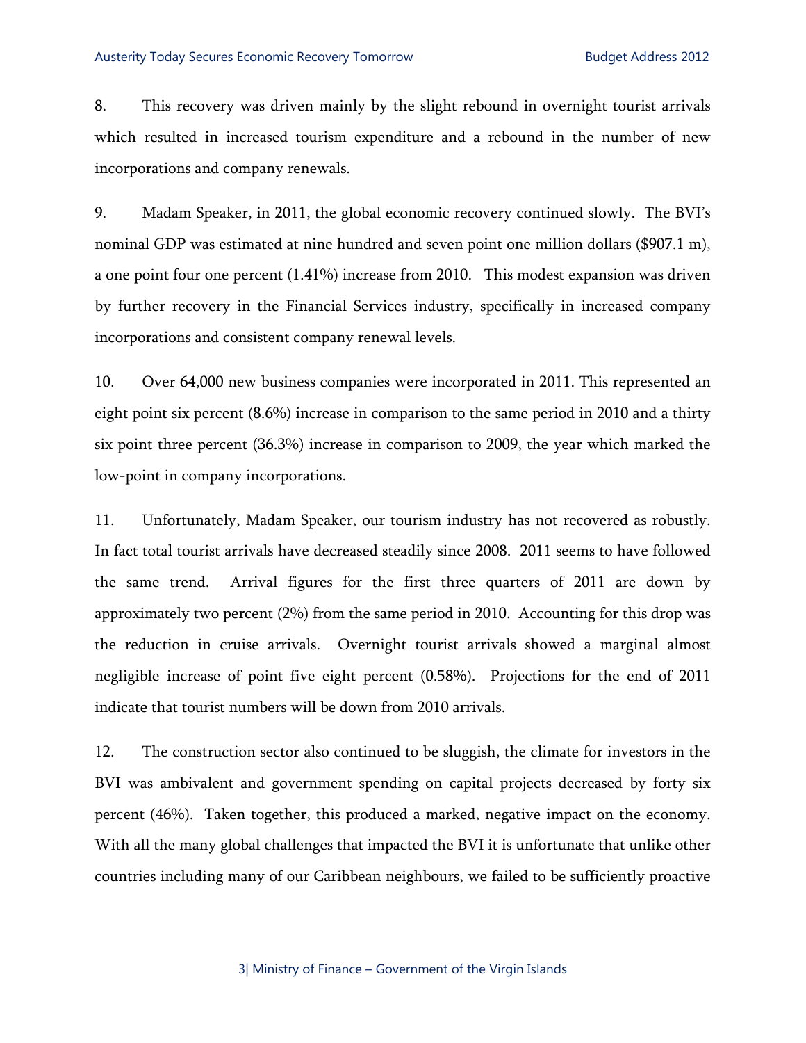8. This recovery was driven mainly by the slight rebound in overnight tourist arrivals which resulted in increased tourism expenditure and a rebound in the number of new incorporations and company renewals.

9. Madam Speaker, in 2011, the global economic recovery continued slowly. The BVI's nominal GDP was estimated at nine hundred and seven point one million dollars ($907.1 m), a one point four one percent (1.41%) increase from 2010. This modest expansion was driven by further recovery in the Financial Services industry, specifically in increased company incorporations and consistent company renewal levels.

10. Over 64,000 new business companies were incorporated in 2011. This represented an eight point six percent (8.6%) increase in comparison to the same period in 2010 and a thirty six point three percent (36.3%) increase in comparison to 2009, the year which marked the low-point in company incorporations.

11. Unfortunately, Madam Speaker, our tourism industry has not recovered as robustly. In fact total tourist arrivals have decreased steadily since 2008. 2011 seems to have followed the same trend. Arrival figures for the first three quarters of 2011 are down by approximately two percent (2%) from the same period in 2010. Accounting for this drop was the reduction in cruise arrivals. Overnight tourist arrivals showed a marginal almost negligible increase of point five eight percent (0.58%). Projections for the end of 2011 indicate that tourist numbers will be down from 2010 arrivals.

12. The construction sector also continued to be sluggish, the climate for investors in the BVI was ambivalent and government spending on capital projects decreased by forty six percent (46%). Taken together, this produced a marked, negative impact on the economy. With all the many global challenges that impacted the BVI it is unfortunate that unlike other countries including many of our Caribbean neighbours, we failed to be sufficiently proactive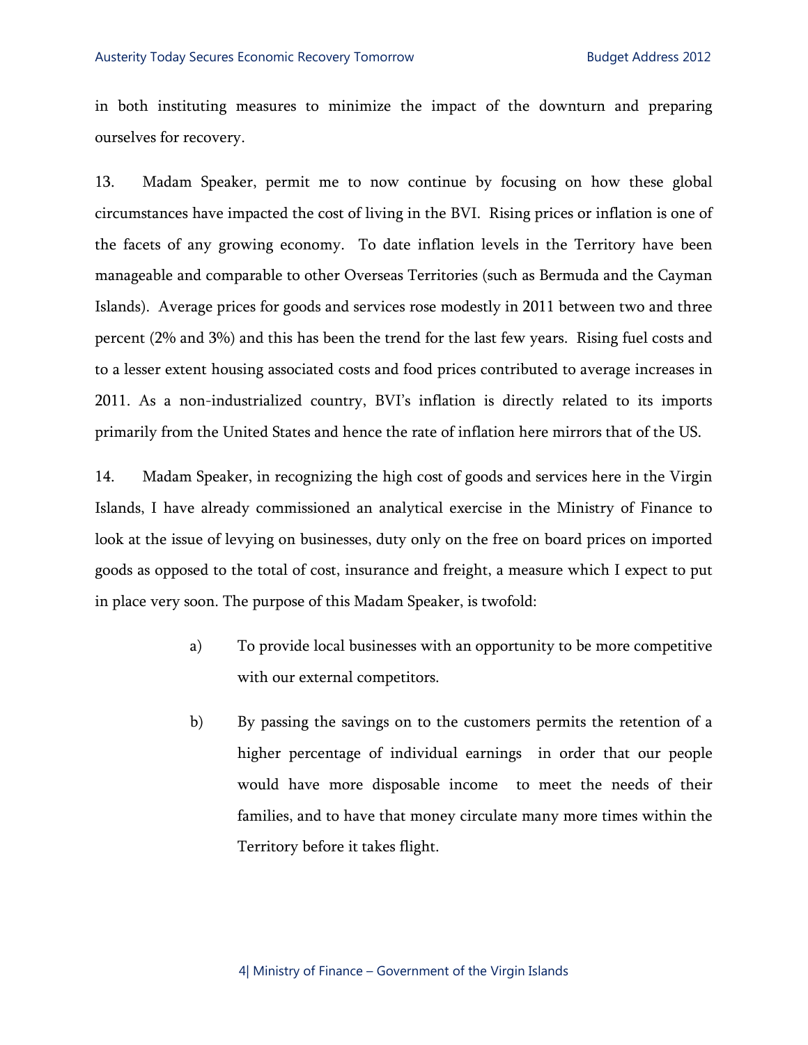in both instituting measures to minimize the impact of the downturn and preparing ourselves for recovery.

13. Madam Speaker, permit me to now continue by focusing on how these global circumstances have impacted the cost of living in the BVI. Rising prices or inflation is one of the facets of any growing economy. To date inflation levels in the Territory have been manageable and comparable to other Overseas Territories (such as Bermuda and the Cayman Islands). Average prices for goods and services rose modestly in 2011 between two and three percent (2% and 3%) and this has been the trend for the last few years. Rising fuel costs and to a lesser extent housing associated costs and food prices contributed to average increases in 2011. As a non-industrialized country, BVI's inflation is directly related to its imports primarily from the United States and hence the rate of inflation here mirrors that of the US.

14. Madam Speaker, in recognizing the high cost of goods and services here in the Virgin Islands, I have already commissioned an analytical exercise in the Ministry of Finance to look at the issue of levying on businesses, duty only on the free on board prices on imported goods as opposed to the total of cost, insurance and freight, a measure which I expect to put in place very soon. The purpose of this Madam Speaker, is twofold:

a) To provide local businesses with an opportunity to be more competitive with our external competitors.

b) By passing the savings on to the customers permits the retention of a higher percentage of individual earnings in order that our people would have more disposable income to meet the needs of their families, and to have that money circulate many more times within the Territory before it takes flight.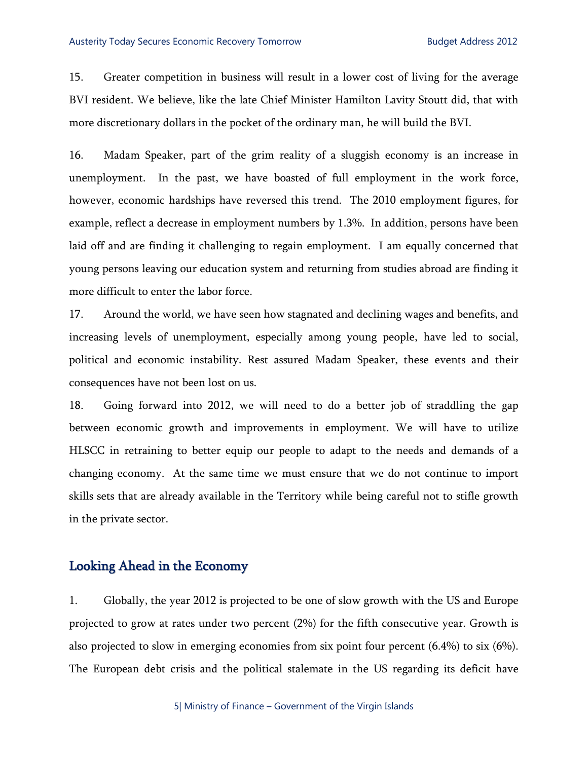15. Greater competition in business will result in a lower cost of living for the average BVI resident. We believe, like the late Chief Minister Hamilton Lavity Stoutt did, that with more discretionary dollars in the pocket of the ordinary man, he will build the BVI.

16. Madam Speaker, part of the grim reality of a sluggish economy is an increase in unemployment. In the past, we have boasted of full employment in the work force, however, economic hardships have reversed this trend. The 2010 employment figures, for example, reflect a decrease in employment numbers by 1.3%. In addition, persons have been laid off and are finding it challenging to regain employment. I am equally concerned that young persons leaving our education system and returning from studies abroad are finding it more difficult to enter the labor force.

17. Around the world, we have seen how stagnated and declining wages and benefits, and increasing levels of unemployment, especially among young people, have led to social, political and economic instability. Rest assured Madam Speaker, these events and their consequences have not been lost on us.

18. Going forward into 2012, we will need to do a better job of straddling the gap between economic growth and improvements in employment. We will have to utilize HLSCC in retraining to better equip our people to adapt to the needs and demands of a changing economy. At the same time we must ensure that we do not continue to import skills sets that are already available in the Territory while being careful not to stifle growth in the private sector.

## Looking Ahead in the Economy

1. Globally, the year 2012 is projected to be one of slow growth with the US and Europe projected to grow at rates under two percent (2%) for the fifth consecutive year. Growth is also projected to slow in emerging economies from six point four percent (6.4%) to six (6%). The European debt crisis and the political stalemate in the US regarding its deficit have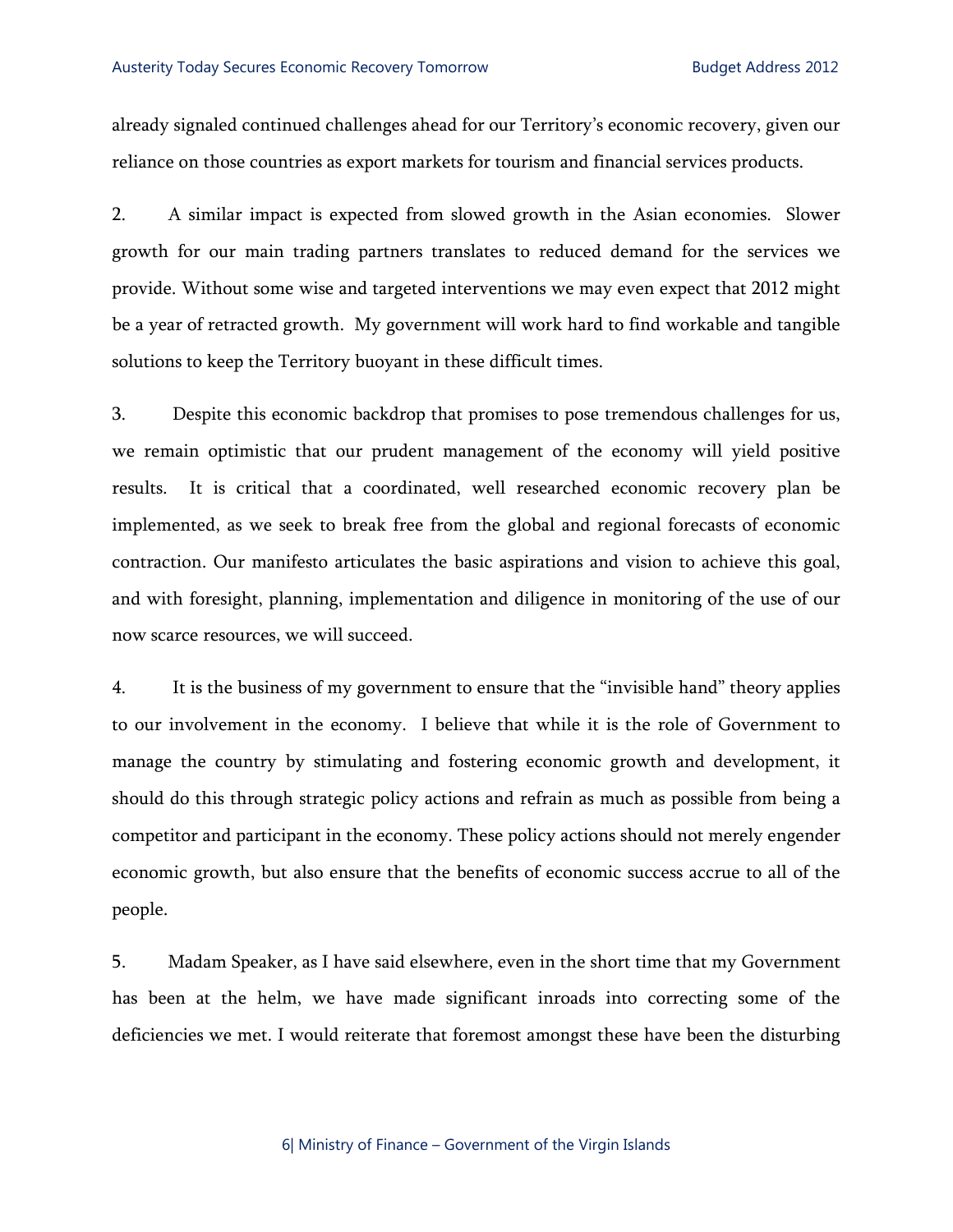already signaled continued challenges ahead for our Territory's economic recovery, given our reliance on those countries as export markets for tourism and financial services products.

2. A similar impact is expected from slowed growth in the Asian economies. Slower growth for our main trading partners translates to reduced demand for the services we provide. Without some wise and targeted interventions we may even expect that 2012 might be a year of retracted growth. My government will work hard to find workable and tangible solutions to keep the Territory buoyant in these difficult times.

3. Despite this economic backdrop that promises to pose tremendous challenges for us, we remain optimistic that our prudent management of the economy will yield positive results. It is critical that a coordinated, well researched economic recovery plan be implemented, as we seek to break free from the global and regional forecasts of economic contraction. Our manifesto articulates the basic aspirations and vision to achieve this goal, and with foresight, planning, implementation and diligence in monitoring of the use of our now scarce resources, we will succeed.

4. It is the business of my government to ensure that the "invisible hand" theory applies to our involvement in the economy. I believe that while it is the role of Government to manage the country by stimulating and fostering economic growth and development, it should do this through strategic policy actions and refrain as much as possible from being a competitor and participant in the economy. These policy actions should not merely engender economic growth, but also ensure that the benefits of economic success accrue to all of the people.

5. Madam Speaker, as I have said elsewhere, even in the short time that my Government has been at the helm, we have made significant inroads into correcting some of the deficiencies we met. I would reiterate that foremost amongst these have been the disturbing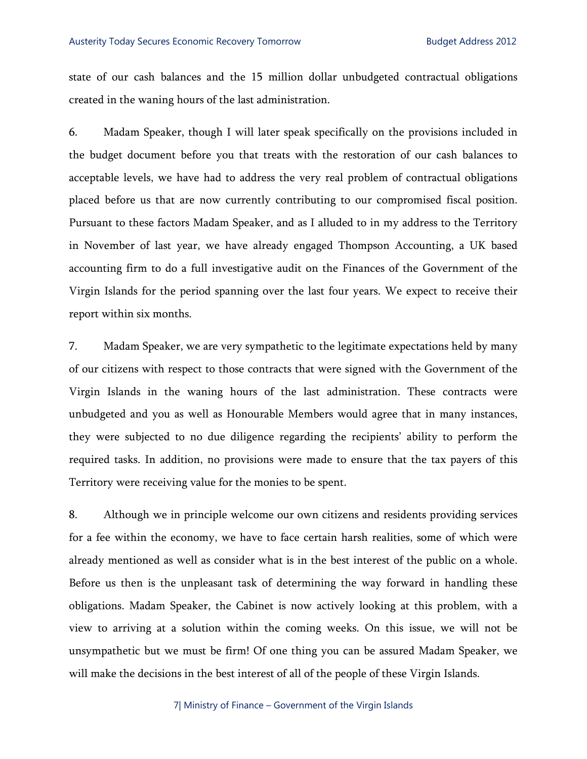state of our cash balances and the 15 million dollar unbudgeted contractual obligations created in the waning hours of the last administration.

6. Madam Speaker, though I will later speak specifically on the provisions included in the budget document before you that treats with the restoration of our cash balances to acceptable levels, we have had to address the very real problem of contractual obligations placed before us that are now currently contributing to our compromised fiscal position. Pursuant to these factors Madam Speaker, and as I alluded to in my address to the Territory in November of last year, we have already engaged Thompson Accounting, a UK based accounting firm to do a full investigative audit on the Finances of the Government of the Virgin Islands for the period spanning over the last four years. We expect to receive their report within six months.

7. Madam Speaker, we are very sympathetic to the legitimate expectations held by many of our citizens with respect to those contracts that were signed with the Government of the Virgin Islands in the waning hours of the last administration. These contracts were unbudgeted and you as well as Honourable Members would agree that in many instances, they were subjected to no due diligence regarding the recipients' ability to perform the required tasks. In addition, no provisions were made to ensure that the tax payers of this Territory were receiving value for the monies to be spent.

8. Although we in principle welcome our own citizens and residents providing services for a fee within the economy, we have to face certain harsh realities, some of which were already mentioned as well as consider what is in the best interest of the public on a whole. Before us then is the unpleasant task of determining the way forward in handling these obligations. Madam Speaker, the Cabinet is now actively looking at this problem, with a view to arriving at a solution within the coming weeks. On this issue, we will not be unsympathetic but we must be firm! Of one thing you can be assured Madam Speaker, we will make the decisions in the best interest of all of the people of these Virgin Islands.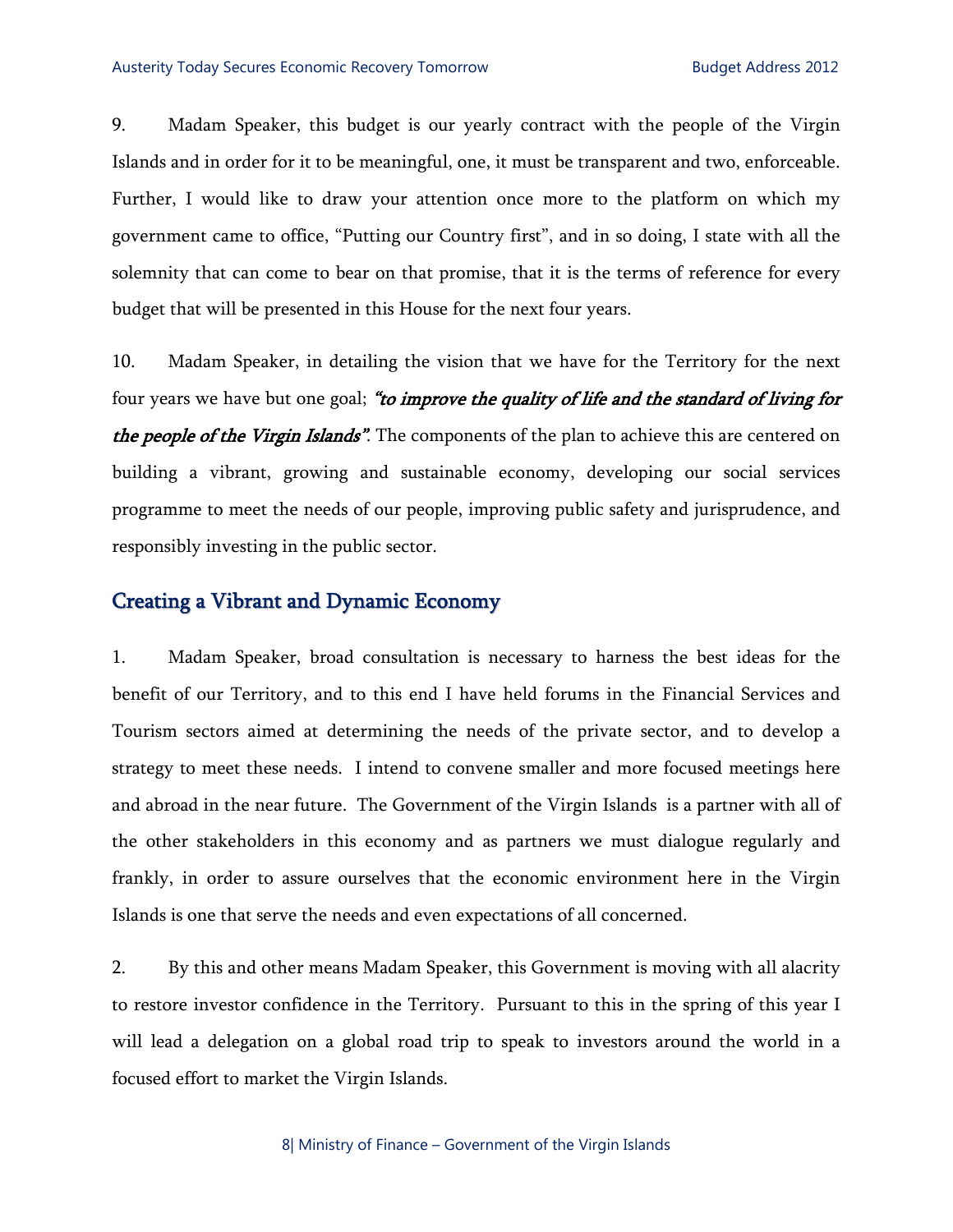9. Madam Speaker, this budget is our yearly contract with the people of the Virgin Islands and in order for it to be meaningful, one, it must be transparent and two, enforceable. Further, I would like to draw your attention once more to the platform on which my government came to office, "Putting our Country first", and in so doing, I state with all the solemnity that can come to bear on that promise, that it is the terms of reference for every budget that will be presented in this House for the next four years.

10. Madam Speaker, in detailing the vision that we have for the Territory for the next four years we have but one goal; ***"to improve the quality of life and the standard of living for the people of the Virgin Islands"***. The components of the plan to achieve this are centered on building a vibrant, growing and sustainable economy, developing our social services programme to meet the needs of our people, improving public safety and jurisprudence, and responsibly investing in the public sector.

## Creating a Vibrant and Dynamic Economy

1. Madam Speaker, broad consultation is necessary to harness the best ideas for the benefit of our Territory, and to this end I have held forums in the Financial Services and Tourism sectors aimed at determining the needs of the private sector, and to develop a strategy to meet these needs. I intend to convene smaller and more focused meetings here and abroad in the near future. The Government of the Virgin Islands is a partner with all of the other stakeholders in this economy and as partners we must dialogue regularly and frankly, in order to assure ourselves that the economic environment here in the Virgin Islands is one that serve the needs and even expectations of all concerned.

2. By this and other means Madam Speaker, this Government is moving with all alacrity to restore investor confidence in the Territory. Pursuant to this in the spring of this year I will lead a delegation on a global road trip to speak to investors around the world in a focused effort to market the Virgin Islands.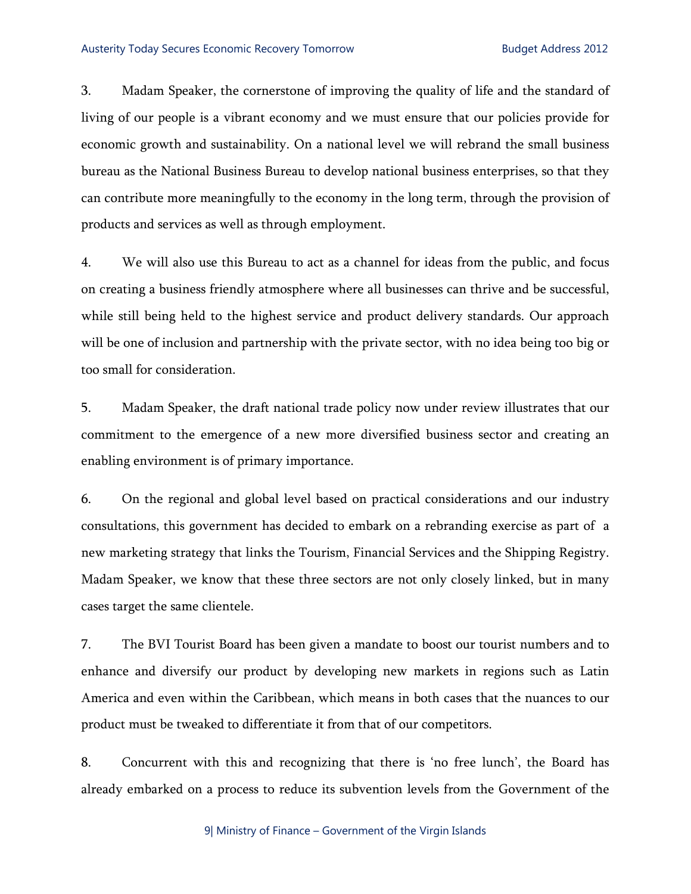3. Madam Speaker, the cornerstone of improving the quality of life and the standard of living of our people is a vibrant economy and we must ensure that our policies provide for economic growth and sustainability. On a national level we will rebrand the small business bureau as the National Business Bureau to develop national business enterprises, so that they can contribute more meaningfully to the economy in the long term, through the provision of products and services as well as through employment.

4. We will also use this Bureau to act as a channel for ideas from the public, and focus on creating a business friendly atmosphere where all businesses can thrive and be successful, while still being held to the highest service and product delivery standards. Our approach will be one of inclusion and partnership with the private sector, with no idea being too big or too small for consideration.

5. Madam Speaker, the draft national trade policy now under review illustrates that our commitment to the emergence of a new more diversified business sector and creating an enabling environment is of primary importance.

6. On the regional and global level based on practical considerations and our industry consultations, this government has decided to embark on a rebranding exercise as part of a new marketing strategy that links the Tourism, Financial Services and the Shipping Registry. Madam Speaker, we know that these three sectors are not only closely linked, but in many cases target the same clientele.

7. The BVI Tourist Board has been given a mandate to boost our tourist numbers and to enhance and diversify our product by developing new markets in regions such as Latin America and even within the Caribbean, which means in both cases that the nuances to our product must be tweaked to differentiate it from that of our competitors.

8. Concurrent with this and recognizing that there is 'no free lunch', the Board has already embarked on a process to reduce its subvention levels from the Government of the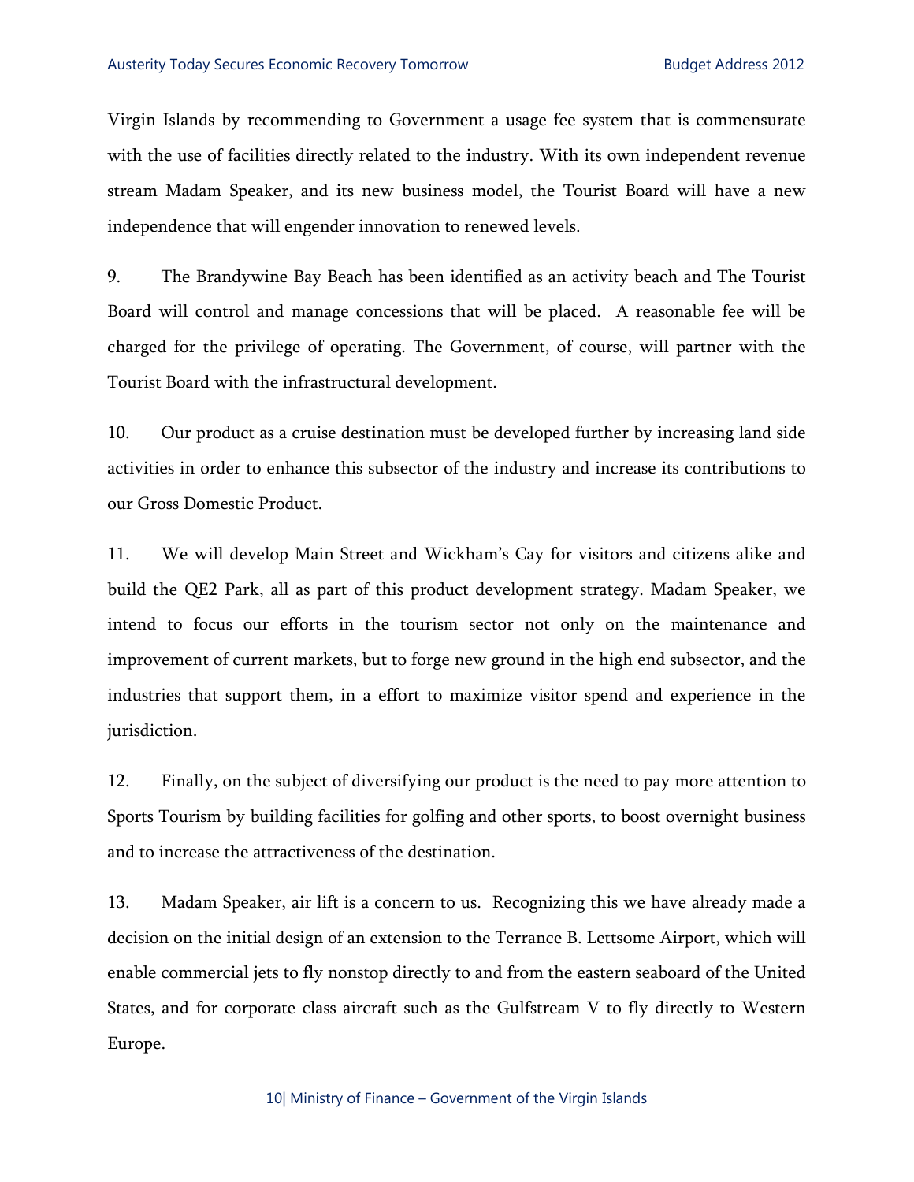Virgin Islands by recommending to Government a usage fee system that is commensurate with the use of facilities directly related to the industry. With its own independent revenue stream Madam Speaker, and its new business model, the Tourist Board will have a new independence that will engender innovation to renewed levels.

9. The Brandywine Bay Beach has been identified as an activity beach and The Tourist Board will control and manage concessions that will be placed. A reasonable fee will be charged for the privilege of operating. The Government, of course, will partner with the Tourist Board with the infrastructural development.

10. Our product as a cruise destination must be developed further by increasing land side activities in order to enhance this subsector of the industry and increase its contributions to our Gross Domestic Product.

11. We will develop Main Street and Wickham's Cay for visitors and citizens alike and build the QE2 Park, all as part of this product development strategy. Madam Speaker, we intend to focus our efforts in the tourism sector not only on the maintenance and improvement of current markets, but to forge new ground in the high end subsector, and the industries that support them, in a effort to maximize visitor spend and experience in the jurisdiction.

12. Finally, on the subject of diversifying our product is the need to pay more attention to Sports Tourism by building facilities for golfing and other sports, to boost overnight business and to increase the attractiveness of the destination.

13. Madam Speaker, air lift is a concern to us. Recognizing this we have already made a decision on the initial design of an extension to the Terrance B. Lettsome Airport, which will enable commercial jets to fly nonstop directly to and from the eastern seaboard of the United States, and for corporate class aircraft such as the Gulfstream V to fly directly to Western Europe.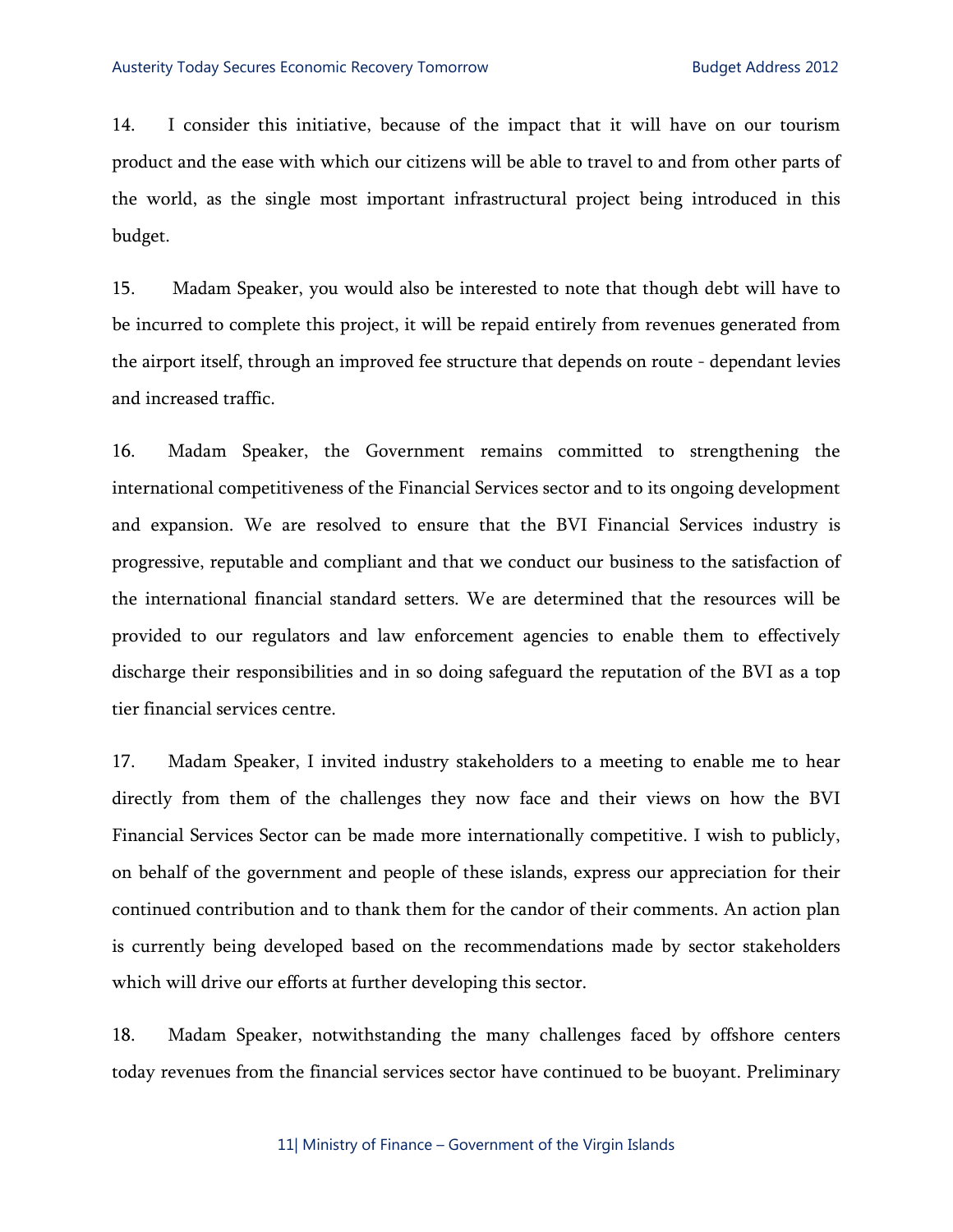14. I consider this initiative, because of the impact that it will have on our tourism product and the ease with which our citizens will be able to travel to and from other parts of the world, as the single most important infrastructural project being introduced in this budget.

15. Madam Speaker, you would also be interested to note that though debt will have to be incurred to complete this project, it will be repaid entirely from revenues generated from the airport itself, through an improved fee structure that depends on route - dependant levies and increased traffic.

16. Madam Speaker, the Government remains committed to strengthening the international competitiveness of the Financial Services sector and to its ongoing development and expansion. We are resolved to ensure that the BVI Financial Services industry is progressive, reputable and compliant and that we conduct our business to the satisfaction of the international financial standard setters. We are determined that the resources will be provided to our regulators and law enforcement agencies to enable them to effectively discharge their responsibilities and in so doing safeguard the reputation of the BVI as a top tier financial services centre.

17. Madam Speaker, I invited industry stakeholders to a meeting to enable me to hear directly from them of the challenges they now face and their views on how the BVI Financial Services Sector can be made more internationally competitive. I wish to publicly, on behalf of the government and people of these islands, express our appreciation for their continued contribution and to thank them for the candor of their comments. An action plan is currently being developed based on the recommendations made by sector stakeholders which will drive our efforts at further developing this sector.

18. Madam Speaker, notwithstanding the many challenges faced by offshore centers today revenues from the financial services sector have continued to be buoyant. Preliminary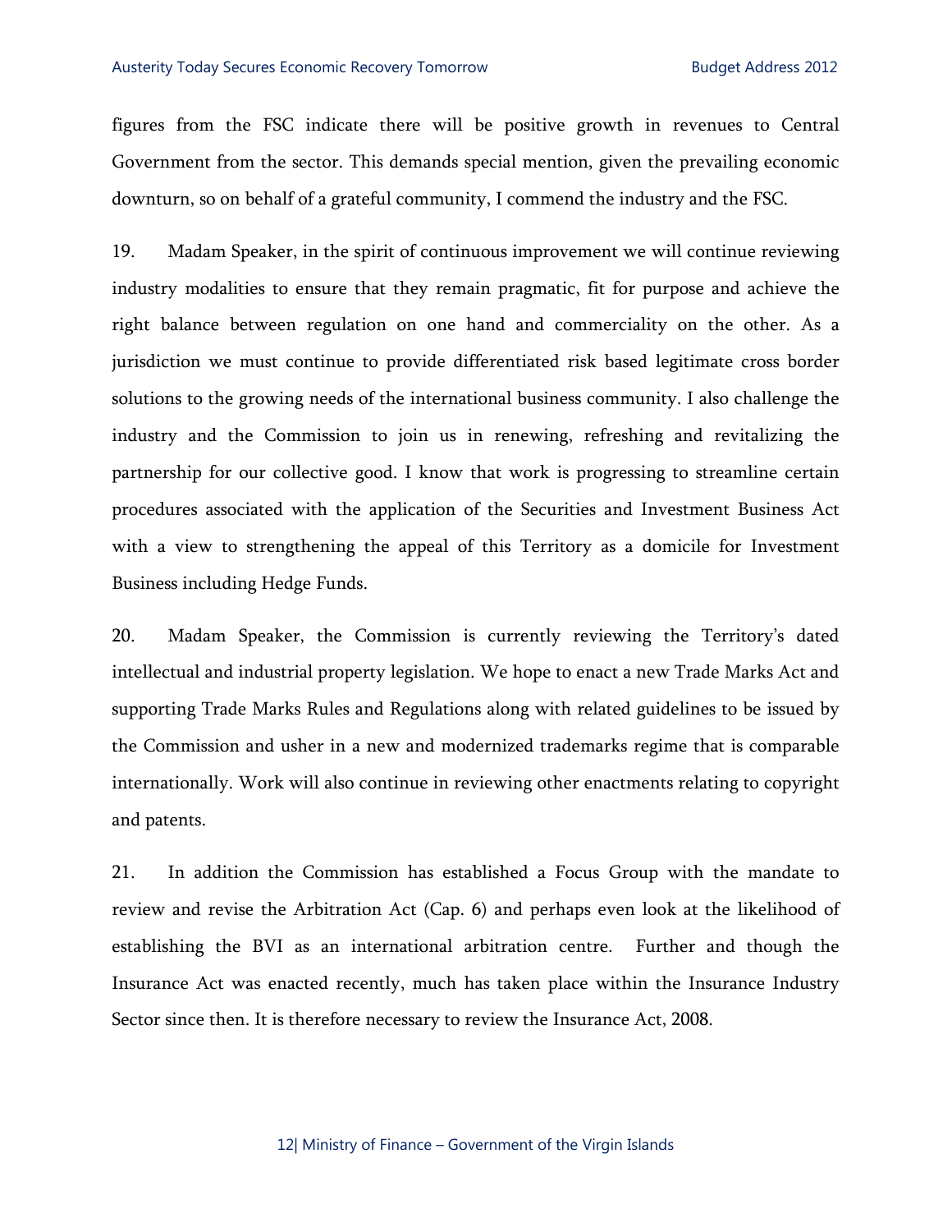figures from the FSC indicate there will be positive growth in revenues to Central Government from the sector. This demands special mention, given the prevailing economic downturn, so on behalf of a grateful community, I commend the industry and the FSC.

19. Madam Speaker, in the spirit of continuous improvement we will continue reviewing industry modalities to ensure that they remain pragmatic, fit for purpose and achieve the right balance between regulation on one hand and commerciality on the other. As a jurisdiction we must continue to provide differentiated risk based legitimate cross border solutions to the growing needs of the international business community. I also challenge the industry and the Commission to join us in renewing, refreshing and revitalizing the partnership for our collective good. I know that work is progressing to streamline certain procedures associated with the application of the Securities and Investment Business Act with a view to strengthening the appeal of this Territory as a domicile for Investment Business including Hedge Funds.

20. Madam Speaker, the Commission is currently reviewing the Territory's dated intellectual and industrial property legislation. We hope to enact a new Trade Marks Act and supporting Trade Marks Rules and Regulations along with related guidelines to be issued by the Commission and usher in a new and modernized trademarks regime that is comparable internationally. Work will also continue in reviewing other enactments relating to copyright and patents.

21. In addition the Commission has established a Focus Group with the mandate to review and revise the Arbitration Act (Cap. 6) and perhaps even look at the likelihood of establishing the BVI as an international arbitration centre. Further and though the Insurance Act was enacted recently, much has taken place within the Insurance Industry Sector since then. It is therefore necessary to review the Insurance Act, 2008.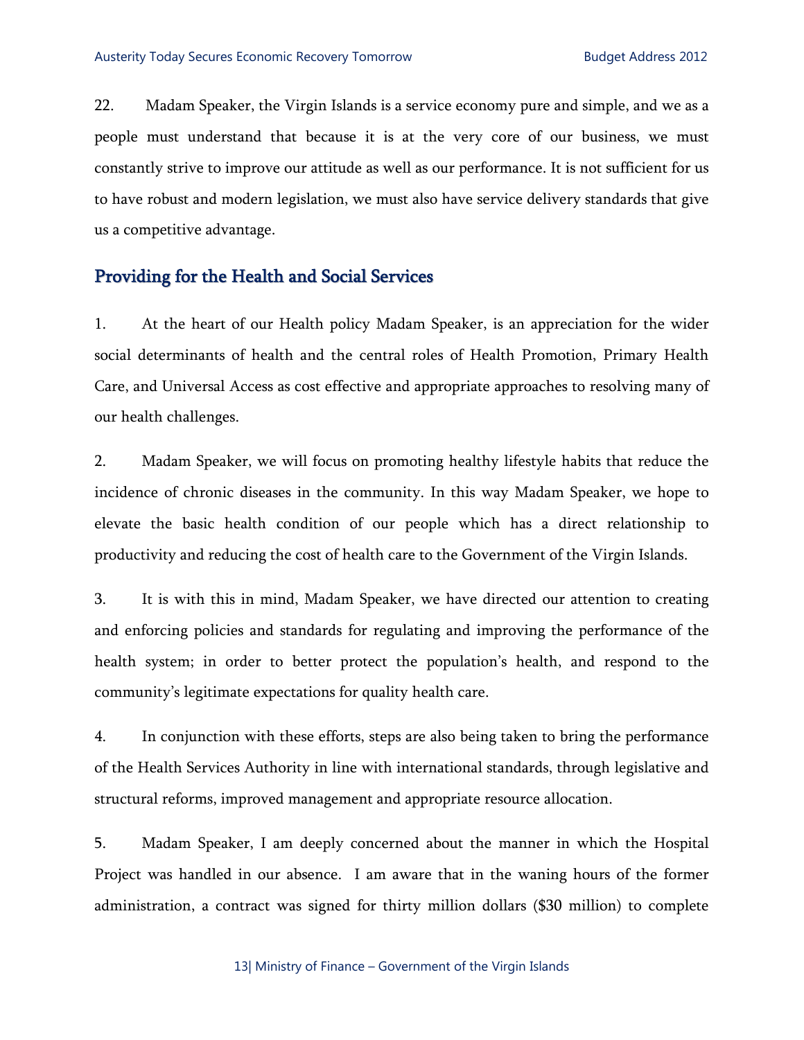22. Madam Speaker, the Virgin Islands is a service economy pure and simple, and we as a people must understand that because it is at the very core of our business, we must constantly strive to improve our attitude as well as our performance. It is not sufficient for us to have robust and modern legislation, we must also have service delivery standards that give us a competitive advantage.

## Providing for the Health and Social Services

1. At the heart of our Health policy Madam Speaker, is an appreciation for the wider social determinants of health and the central roles of Health Promotion, Primary Health Care, and Universal Access as cost effective and appropriate approaches to resolving many of our health challenges.

2. Madam Speaker, we will focus on promoting healthy lifestyle habits that reduce the incidence of chronic diseases in the community. In this way Madam Speaker, we hope to elevate the basic health condition of our people which has a direct relationship to productivity and reducing the cost of health care to the Government of the Virgin Islands.

3. It is with this in mind, Madam Speaker, we have directed our attention to creating and enforcing policies and standards for regulating and improving the performance of the health system; in order to better protect the population's health, and respond to the community's legitimate expectations for quality health care.

4. In conjunction with these efforts, steps are also being taken to bring the performance of the Health Services Authority in line with international standards, through legislative and structural reforms, improved management and appropriate resource allocation.

5. Madam Speaker, I am deeply concerned about the manner in which the Hospital Project was handled in our absence. I am aware that in the waning hours of the former administration, a contract was signed for thirty million dollars ($30 million) to complete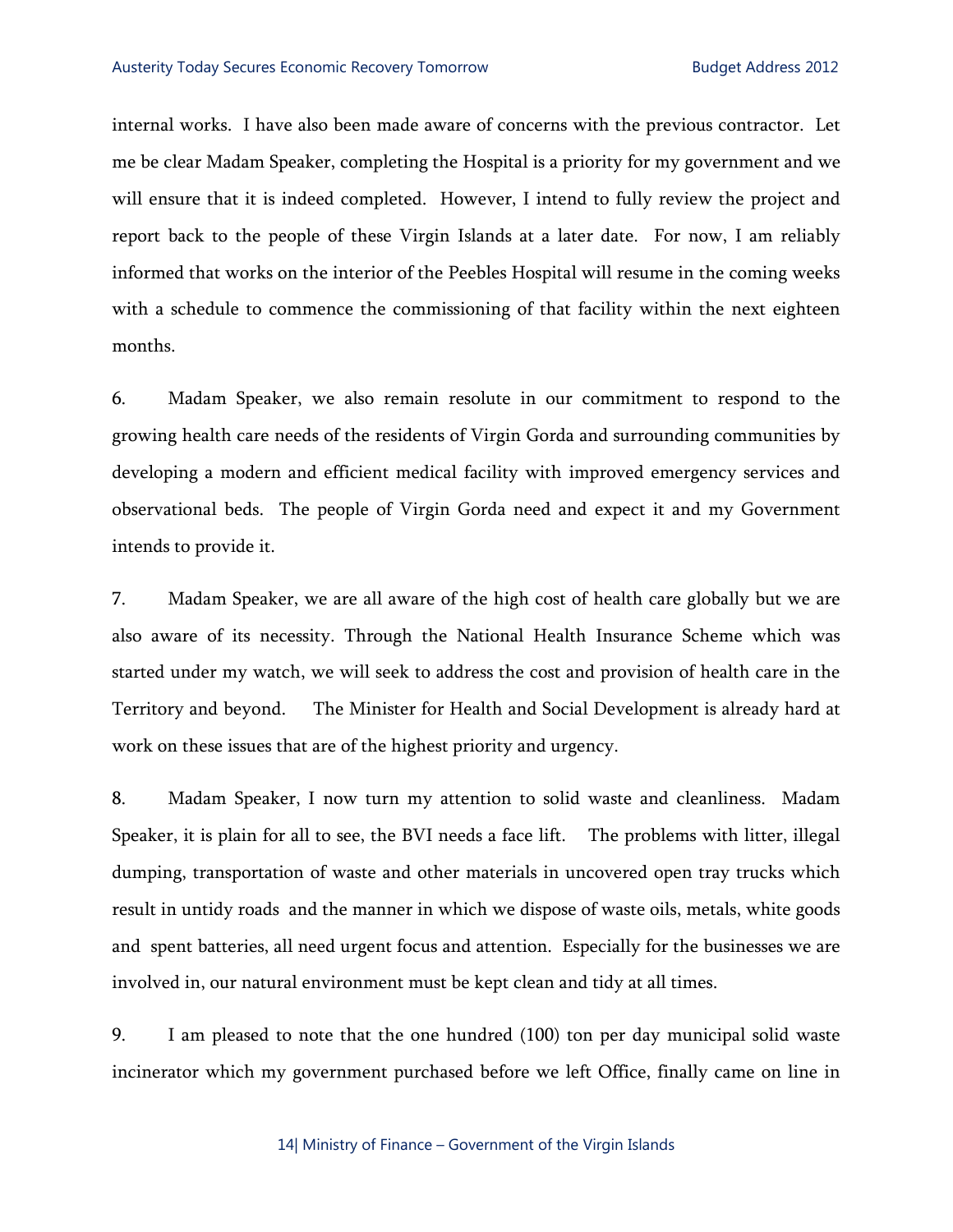internal works. I have also been made aware of concerns with the previous contractor. Let me be clear Madam Speaker, completing the Hospital is a priority for my government and we will ensure that it is indeed completed. However, I intend to fully review the project and report back to the people of these Virgin Islands at a later date. For now, I am reliably informed that works on the interior of the Peebles Hospital will resume in the coming weeks with a schedule to commence the commissioning of that facility within the next eighteen months.

6. Madam Speaker, we also remain resolute in our commitment to respond to the growing health care needs of the residents of Virgin Gorda and surrounding communities by developing a modern and efficient medical facility with improved emergency services and observational beds. The people of Virgin Gorda need and expect it and my Government intends to provide it.

7. Madam Speaker, we are all aware of the high cost of health care globally but we are also aware of its necessity. Through the National Health Insurance Scheme which was started under my watch, we will seek to address the cost and provision of health care in the Territory and beyond. The Minister for Health and Social Development is already hard at work on these issues that are of the highest priority and urgency.

8. Madam Speaker, I now turn my attention to solid waste and cleanliness. Madam Speaker, it is plain for all to see, the BVI needs a face lift. The problems with litter, illegal dumping, transportation of waste and other materials in uncovered open tray trucks which result in untidy roads and the manner in which we dispose of waste oils, metals, white goods and spent batteries, all need urgent focus and attention. Especially for the businesses we are involved in, our natural environment must be kept clean and tidy at all times.

9. I am pleased to note that the one hundred (100) ton per day municipal solid waste incinerator which my government purchased before we left Office, finally came on line in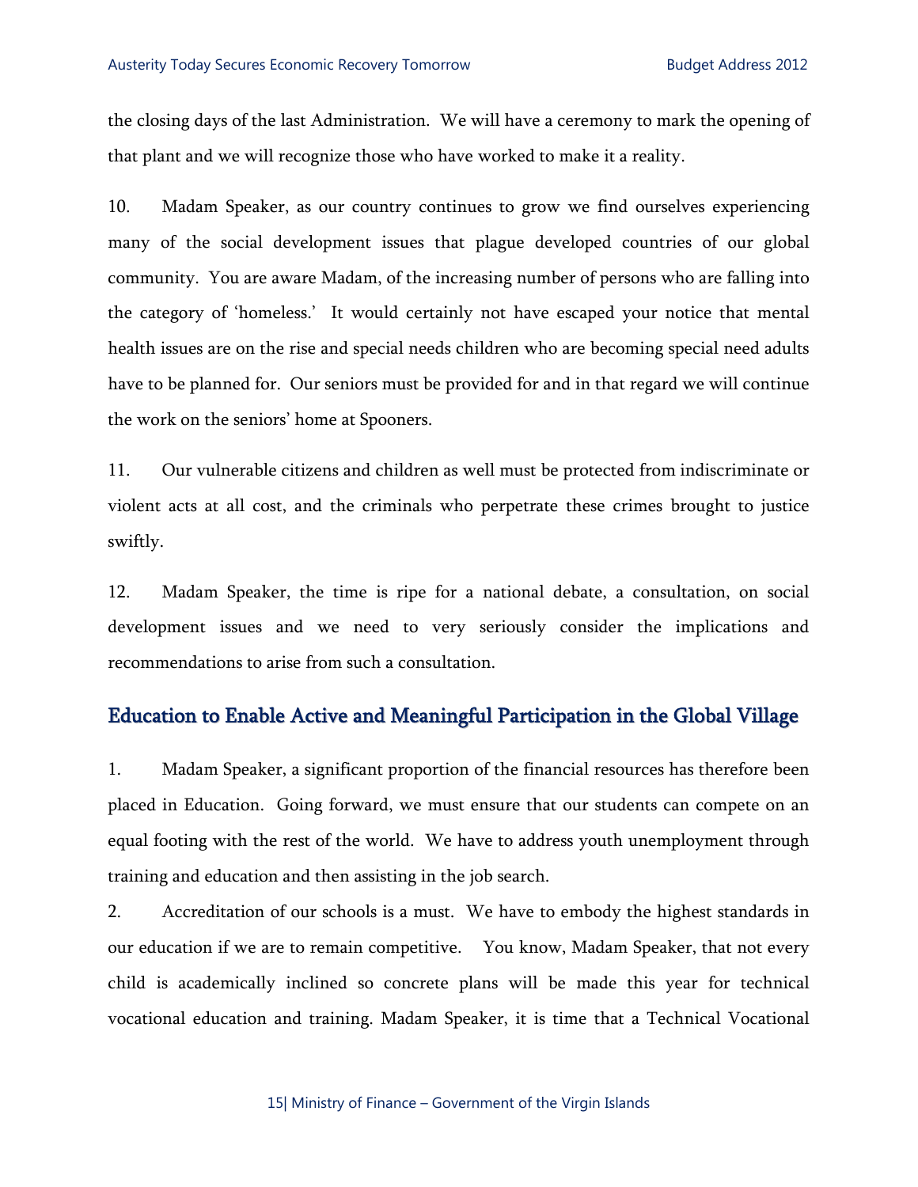the closing days of the last Administration. We will have a ceremony to mark the opening of that plant and we will recognize those who have worked to make it a reality.

10. Madam Speaker, as our country continues to grow we find ourselves experiencing many of the social development issues that plague developed countries of our global community. You are aware Madam, of the increasing number of persons who are falling into the category of 'homeless.' It would certainly not have escaped your notice that mental health issues are on the rise and special needs children who are becoming special need adults have to be planned for. Our seniors must be provided for and in that regard we will continue the work on the seniors' home at Spooners.

11. Our vulnerable citizens and children as well must be protected from indiscriminate or violent acts at all cost, and the criminals who perpetrate these crimes brought to justice swiftly.

12. Madam Speaker, the time is ripe for a national debate, a consultation, on social development issues and we need to very seriously consider the implications and recommendations to arise from such a consultation.

## Education to Enable Active and Meaningful Participation in the Global Village

1. Madam Speaker, a significant proportion of the financial resources has therefore been placed in Education. Going forward, we must ensure that our students can compete on an equal footing with the rest of the world. We have to address youth unemployment through training and education and then assisting in the job search.

2. Accreditation of our schools is a must. We have to embody the highest standards in our education if we are to remain competitive. You know, Madam Speaker, that not every child is academically inclined so concrete plans will be made this year for technical vocational education and training. Madam Speaker, it is time that a Technical Vocational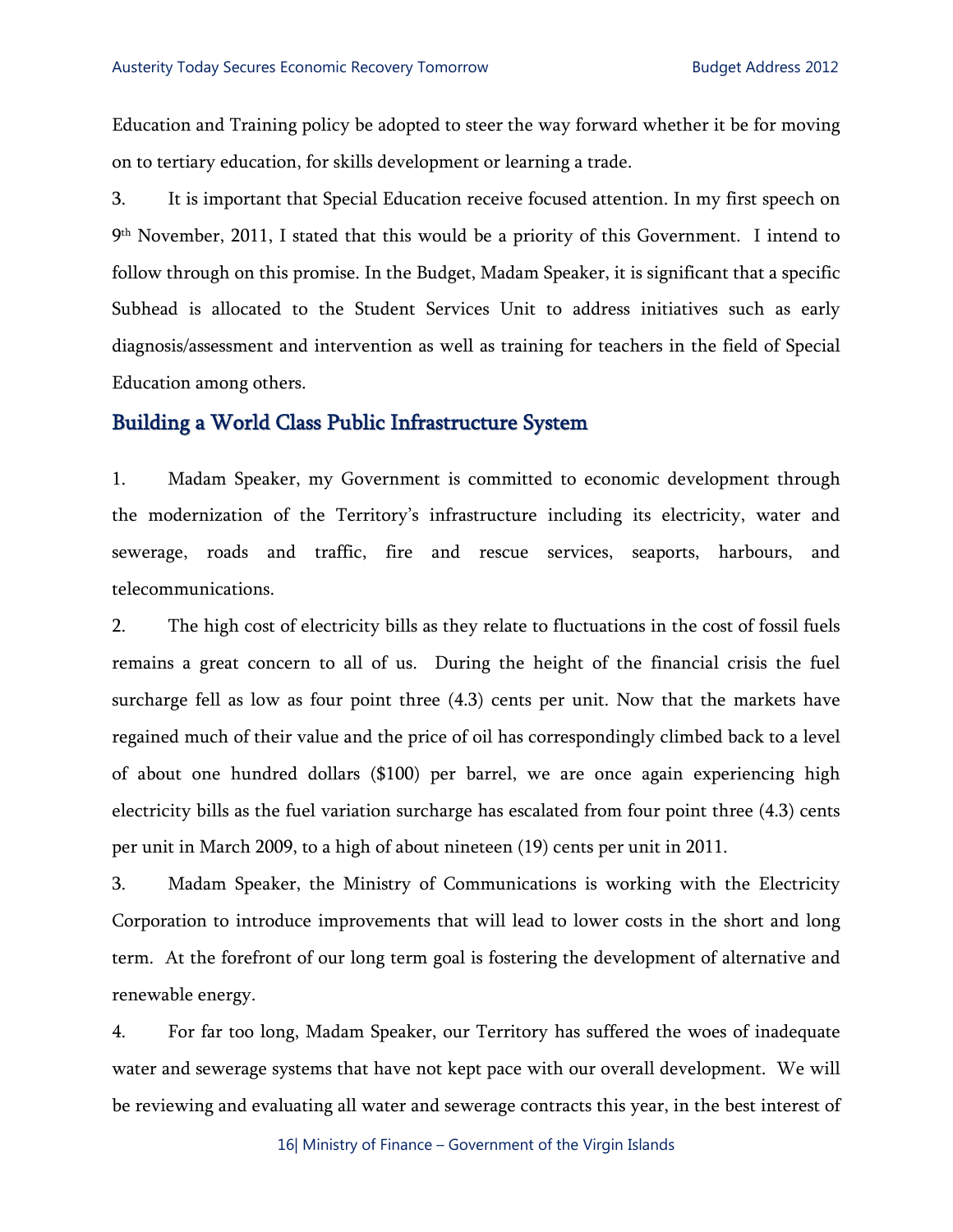Education and Training policy be adopted to steer the way forward whether it be for moving on to tertiary education, for skills development or learning a trade.

3. It is important that Special Education receive focused attention. In my first speech on 9th November, 2011, I stated that this would be a priority of this Government. I intend to follow through on this promise. In the Budget, Madam Speaker, it is significant that a specific Subhead is allocated to the Student Services Unit to address initiatives such as early diagnosis/assessment and intervention as well as training for teachers in the field of Special Education among others.

## Building a World Class Public Infrastructure System

1. Madam Speaker, my Government is committed to economic development through the modernization of the Territory's infrastructure including its electricity, water and sewerage, roads and traffic, fire and rescue services, seaports, harbours, and telecommunications.

2. The high cost of electricity bills as they relate to fluctuations in the cost of fossil fuels remains a great concern to all of us. During the height of the financial crisis the fuel surcharge fell as low as four point three (4.3) cents per unit. Now that the markets have regained much of their value and the price of oil has correspondingly climbed back to a level of about one hundred dollars ($100) per barrel, we are once again experiencing high electricity bills as the fuel variation surcharge has escalated from four point three (4.3) cents per unit in March 2009, to a high of about nineteen (19) cents per unit in 2011.

3. Madam Speaker, the Ministry of Communications is working with the Electricity Corporation to introduce improvements that will lead to lower costs in the short and long term. At the forefront of our long term goal is fostering the development of alternative and renewable energy.

4. For far too long, Madam Speaker, our Territory has suffered the woes of inadequate water and sewerage systems that have not kept pace with our overall development. We will be reviewing and evaluating all water and sewerage contracts this year, in the best interest of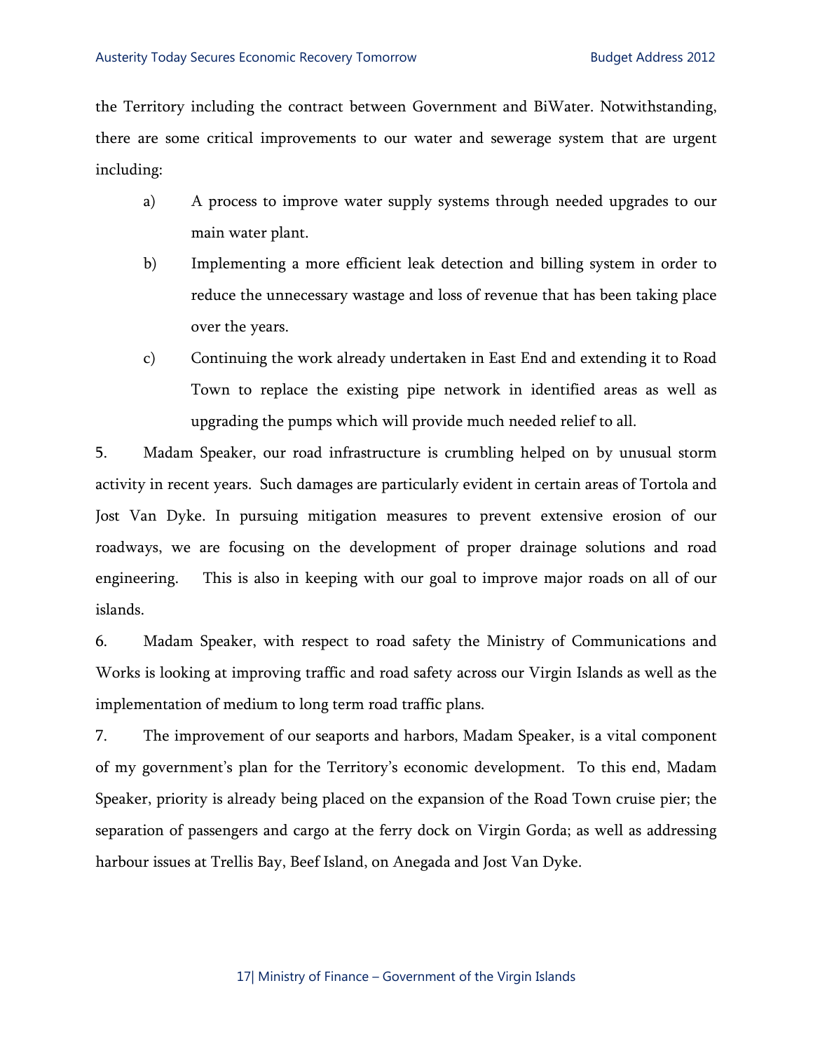the Territory including the contract between Government and BiWater. Notwithstanding, there are some critical improvements to our water and sewerage system that are urgent including:

a) A process to improve water supply systems through needed upgrades to our main water plant.

b) Implementing a more efficient leak detection and billing system in order to reduce the unnecessary wastage and loss of revenue that has been taking place over the years.

c) Continuing the work already undertaken in East End and extending it to Road Town to replace the existing pipe network in identified areas as well as upgrading the pumps which will provide much needed relief to all.

5. Madam Speaker, our road infrastructure is crumbling helped on by unusual storm activity in recent years. Such damages are particularly evident in certain areas of Tortola and Jost Van Dyke. In pursuing mitigation measures to prevent extensive erosion of our roadways, we are focusing on the development of proper drainage solutions and road engineering. This is also in keeping with our goal to improve major roads on all of our islands.

6. Madam Speaker, with respect to road safety the Ministry of Communications and Works is looking at improving traffic and road safety across our Virgin Islands as well as the implementation of medium to long term road traffic plans.

7. The improvement of our seaports and harbors, Madam Speaker, is a vital component of my government's plan for the Territory's economic development. To this end, Madam Speaker, priority is already being placed on the expansion of the Road Town cruise pier; the separation of passengers and cargo at the ferry dock on Virgin Gorda; as well as addressing harbour issues at Trellis Bay, Beef Island, on Anegada and Jost Van Dyke.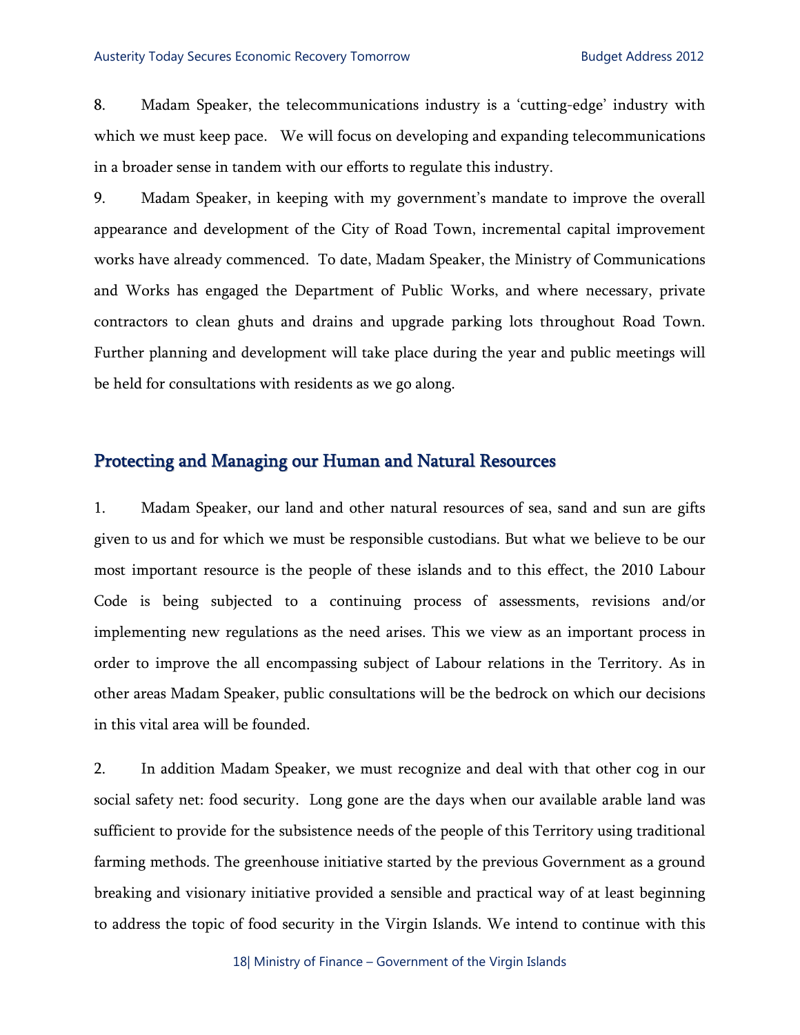8. Madam Speaker, the telecommunications industry is a 'cutting-edge' industry with which we must keep pace. We will focus on developing and expanding telecommunications in a broader sense in tandem with our efforts to regulate this industry.

9. Madam Speaker, in keeping with my government's mandate to improve the overall appearance and development of the City of Road Town, incremental capital improvement works have already commenced. To date, Madam Speaker, the Ministry of Communications and Works has engaged the Department of Public Works, and where necessary, private contractors to clean ghuts and drains and upgrade parking lots throughout Road Town. Further planning and development will take place during the year and public meetings will be held for consultations with residents as we go along.

## Protecting and Managing our Human and Natural Resources

1. Madam Speaker, our land and other natural resources of sea, sand and sun are gifts given to us and for which we must be responsible custodians. But what we believe to be our most important resource is the people of these islands and to this effect, the 2010 Labour Code is being subjected to a continuing process of assessments, revisions and/or implementing new regulations as the need arises. This we view as an important process in order to improve the all encompassing subject of Labour relations in the Territory. As in other areas Madam Speaker, public consultations will be the bedrock on which our decisions in this vital area will be founded.

2. In addition Madam Speaker, we must recognize and deal with that other cog in our social safety net: food security. Long gone are the days when our available arable land was sufficient to provide for the subsistence needs of the people of this Territory using traditional farming methods. The greenhouse initiative started by the previous Government as a ground breaking and visionary initiative provided a sensible and practical way of at least beginning to address the topic of food security in the Virgin Islands. We intend to continue with this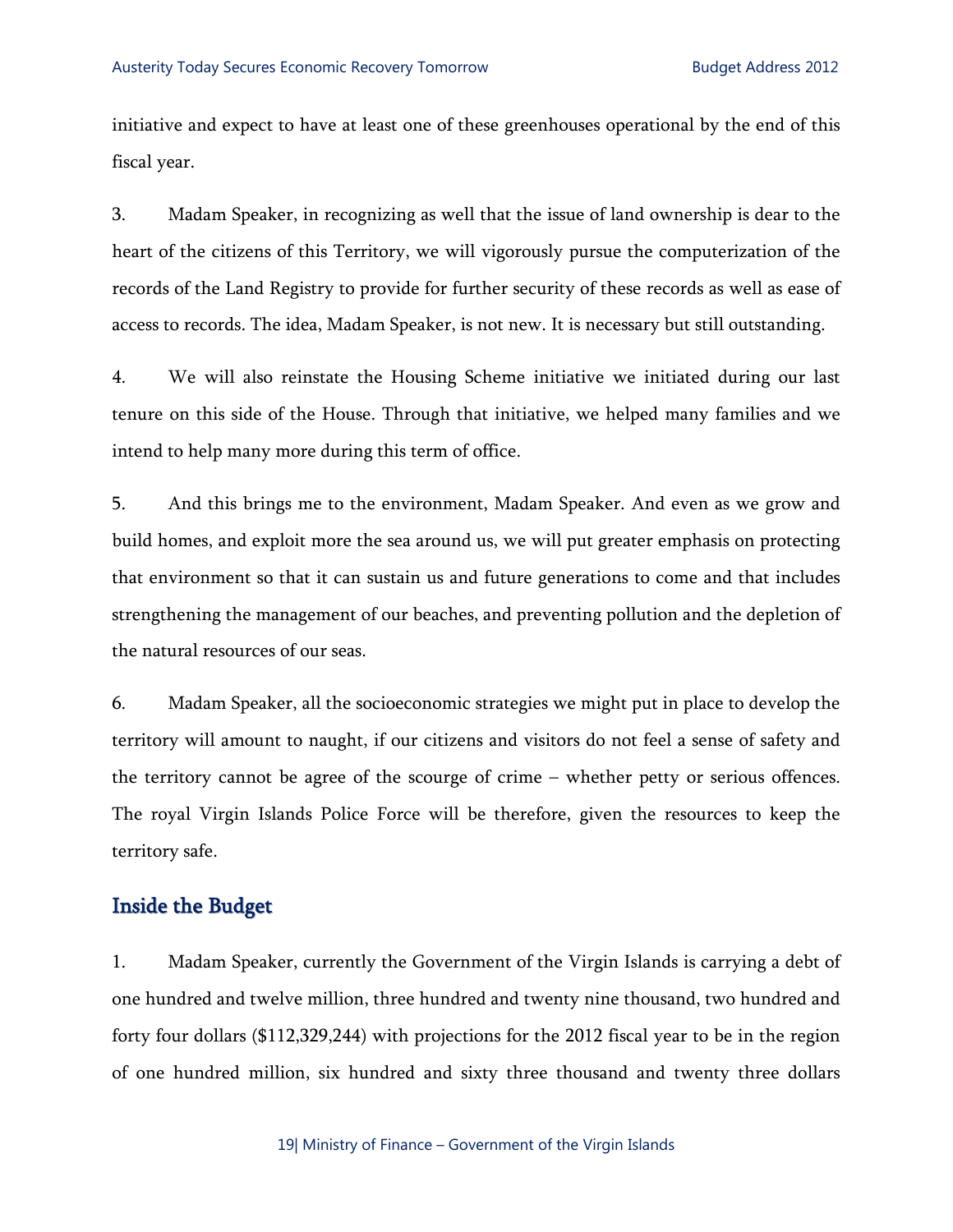initiative and expect to have at least one of these greenhouses operational by the end of this fiscal year.

3. Madam Speaker, in recognizing as well that the issue of land ownership is dear to the heart of the citizens of this Territory, we will vigorously pursue the computerization of the records of the Land Registry to provide for further security of these records as well as ease of access to records. The idea, Madam Speaker, is not new. It is necessary but still outstanding.

4. We will also reinstate the Housing Scheme initiative we initiated during our last tenure on this side of the House. Through that initiative, we helped many families and we intend to help many more during this term of office.

5. And this brings me to the environment, Madam Speaker. And even as we grow and build homes, and exploit more the sea around us, we will put greater emphasis on protecting that environment so that it can sustain us and future generations to come and that includes strengthening the management of our beaches, and preventing pollution and the depletion of the natural resources of our seas.

6. Madam Speaker, all the socioeconomic strategies we might put in place to develop the territory will amount to naught, if our citizens and visitors do not feel a sense of safety and the territory cannot be agree of the scourge of crime – whether petty or serious offences. The royal Virgin Islands Police Force will be therefore, given the resources to keep the territory safe.

## Inside the Budget

1. Madam Speaker, currently the Government of the Virgin Islands is carrying a debt of one hundred and twelve million, three hundred and twenty nine thousand, two hundred and forty four dollars ($112,329,244) with projections for the 2012 fiscal year to be in the region of one hundred million, six hundred and sixty three thousand and twenty three dollars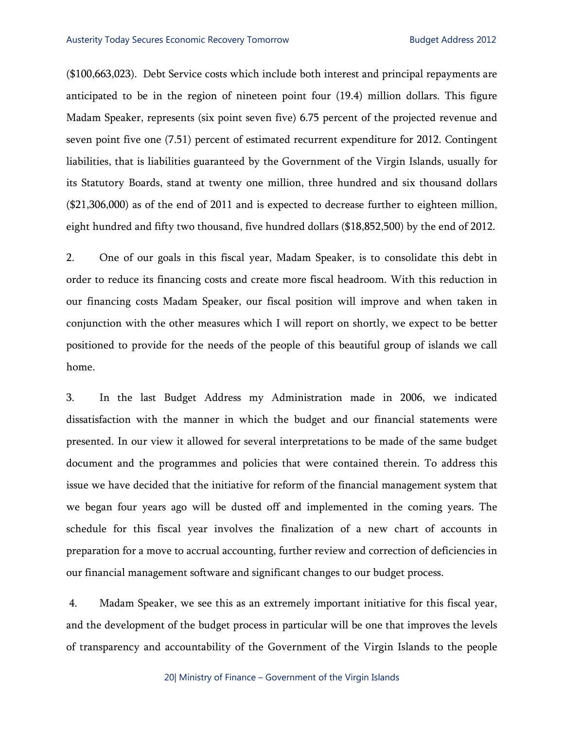($100,663,023). Debt Service costs which include both interest and principal repayments are anticipated to be in the region of nineteen point four (19.4) million dollars. This figure Madam Speaker, represents (six point seven five) 6.75 percent of the projected revenue and seven point five one (7.51) percent of estimated recurrent expenditure for 2012. Contingent liabilities, that is liabilities guaranteed by the Government of the Virgin Islands, usually for its Statutory Boards, stand at twenty one million, three hundred and six thousand dollars ($21,306,000) as of the end of 2011 and is expected to decrease further to eighteen million, eight hundred and fifty two thousand, five hundred dollars ($18,852,500) by the end of 2012.

2. One of our goals in this fiscal year, Madam Speaker, is to consolidate this debt in order to reduce its financing costs and create more fiscal headroom. With this reduction in our financing costs Madam Speaker, our fiscal position will improve and when taken in conjunction with the other measures which I will report on shortly, we expect to be better positioned to provide for the needs of the people of this beautiful group of islands we call home.

3. In the last Budget Address my Administration made in 2006, we indicated dissatisfaction with the manner in which the budget and our financial statements were presented. In our view it allowed for several interpretations to be made of the same budget document and the programmes and policies that were contained therein. To address this issue we have decided that the initiative for reform of the financial management system that we began four years ago will be dusted off and implemented in the coming years. The schedule for this fiscal year involves the finalization of a new chart of accounts in preparation for a move to accrual accounting, further review and correction of deficiencies in our financial management software and significant changes to our budget process.

4. Madam Speaker, we see this as an extremely important initiative for this fiscal year, and the development of the budget process in particular will be one that improves the levels of transparency and accountability of the Government of the Virgin Islands to the people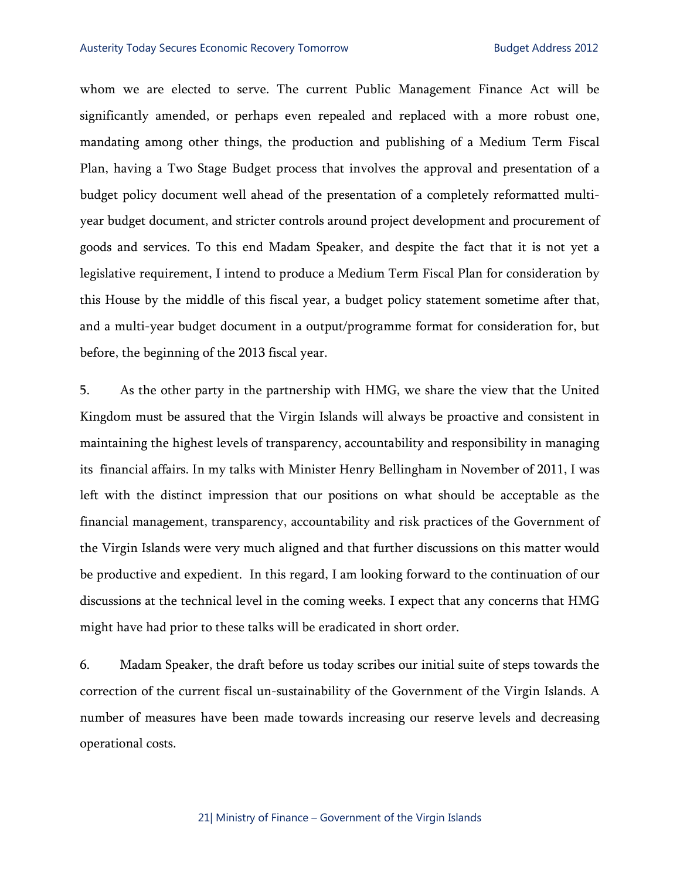whom we are elected to serve. The current Public Management Finance Act will be significantly amended, or perhaps even repealed and replaced with a more robust one, mandating among other things, the production and publishing of a Medium Term Fiscal Plan, having a Two Stage Budget process that involves the approval and presentation of a budget policy document well ahead of the presentation of a completely reformatted multi-year budget document, and stricter controls around project development and procurement of goods and services. To this end Madam Speaker, and despite the fact that it is not yet a legislative requirement, I intend to produce a Medium Term Fiscal Plan for consideration by this House by the middle of this fiscal year, a budget policy statement sometime after that, and a multi-year budget document in a output/programme format for consideration for, but before, the beginning of the 2013 fiscal year.

5. As the other party in the partnership with HMG, we share the view that the United Kingdom must be assured that the Virgin Islands will always be proactive and consistent in maintaining the highest levels of transparency, accountability and responsibility in managing its financial affairs. In my talks with Minister Henry Bellingham in November of 2011, I was left with the distinct impression that our positions on what should be acceptable as the financial management, transparency, accountability and risk practices of the Government of the Virgin Islands were very much aligned and that further discussions on this matter would be productive and expedient. In this regard, I am looking forward to the continuation of our discussions at the technical level in the coming weeks. I expect that any concerns that HMG might have had prior to these talks will be eradicated in short order.

6. Madam Speaker, the draft before us today scribes our initial suite of steps towards the correction of the current fiscal un-sustainability of the Government of the Virgin Islands. A number of measures have been made towards increasing our reserve levels and decreasing operational costs.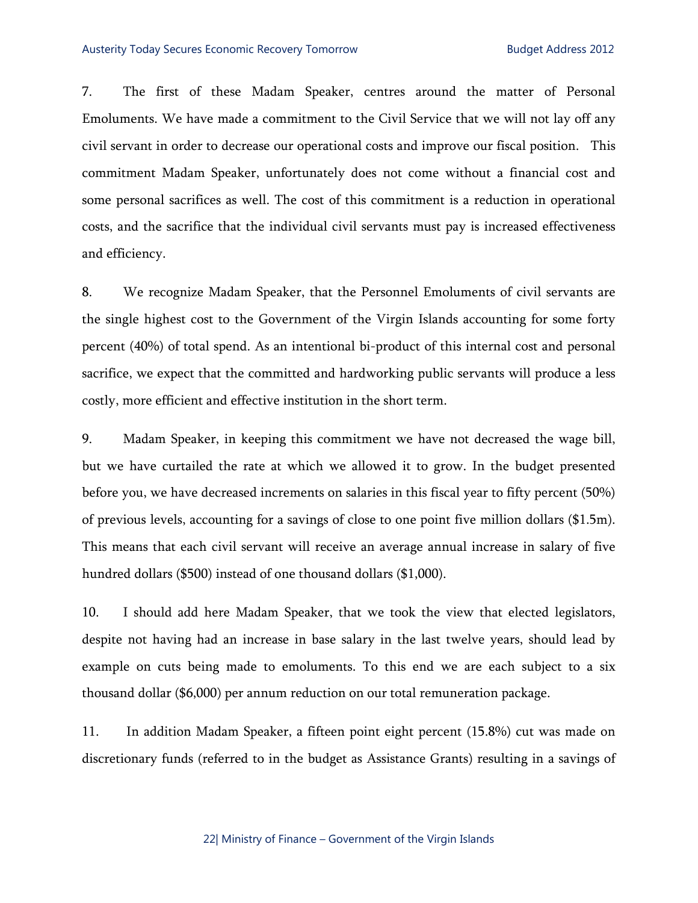7. The first of these Madam Speaker, centres around the matter of Personal Emoluments. We have made a commitment to the Civil Service that we will not lay off any civil servant in order to decrease our operational costs and improve our fiscal position. This commitment Madam Speaker, unfortunately does not come without a financial cost and some personal sacrifices as well. The cost of this commitment is a reduction in operational costs, and the sacrifice that the individual civil servants must pay is increased effectiveness and efficiency.

8. We recognize Madam Speaker, that the Personnel Emoluments of civil servants are the single highest cost to the Government of the Virgin Islands accounting for some forty percent (40%) of total spend. As an intentional bi-product of this internal cost and personal sacrifice, we expect that the committed and hardworking public servants will produce a less costly, more efficient and effective institution in the short term.

9. Madam Speaker, in keeping this commitment we have not decreased the wage bill, but we have curtailed the rate at which we allowed it to grow. In the budget presented before you, we have decreased increments on salaries in this fiscal year to fifty percent (50%) of previous levels, accounting for a savings of close to one point five million dollars ($1.5m). This means that each civil servant will receive an average annual increase in salary of five hundred dollars ($500) instead of one thousand dollars ($1,000).

10. I should add here Madam Speaker, that we took the view that elected legislators, despite not having had an increase in base salary in the last twelve years, should lead by example on cuts being made to emoluments. To this end we are each subject to a six thousand dollar ($6,000) per annum reduction on our total remuneration package.

11. In addition Madam Speaker, a fifteen point eight percent (15.8%) cut was made on discretionary funds (referred to in the budget as Assistance Grants) resulting in a savings of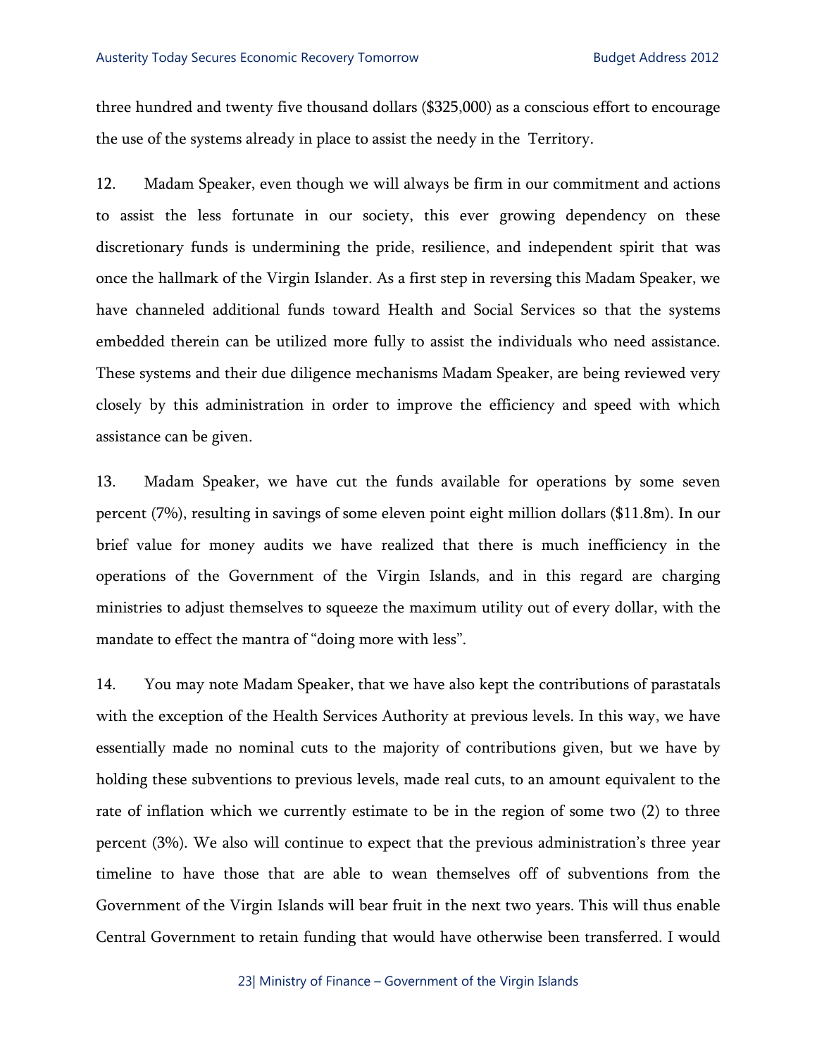three hundred and twenty five thousand dollars ($325,000) as a conscious effort to encourage the use of the systems already in place to assist the needy in the Territory.

12. Madam Speaker, even though we will always be firm in our commitment and actions to assist the less fortunate in our society, this ever growing dependency on these discretionary funds is undermining the pride, resilience, and independent spirit that was once the hallmark of the Virgin Islander. As a first step in reversing this Madam Speaker, we have channeled additional funds toward Health and Social Services so that the systems embedded therein can be utilized more fully to assist the individuals who need assistance. These systems and their due diligence mechanisms Madam Speaker, are being reviewed very closely by this administration in order to improve the efficiency and speed with which assistance can be given.

13. Madam Speaker, we have cut the funds available for operations by some seven percent (7%), resulting in savings of some eleven point eight million dollars ($11.8m). In our brief value for money audits we have realized that there is much inefficiency in the operations of the Government of the Virgin Islands, and in this regard are charging ministries to adjust themselves to squeeze the maximum utility out of every dollar, with the mandate to effect the mantra of "doing more with less".

14. You may note Madam Speaker, that we have also kept the contributions of parastatals with the exception of the Health Services Authority at previous levels. In this way, we have essentially made no nominal cuts to the majority of contributions given, but we have by holding these subventions to previous levels, made real cuts, to an amount equivalent to the rate of inflation which we currently estimate to be in the region of some two (2) to three percent (3%). We also will continue to expect that the previous administration's three year timeline to have those that are able to wean themselves off of subventions from the Government of the Virgin Islands will bear fruit in the next two years. This will thus enable Central Government to retain funding that would have otherwise been transferred. I would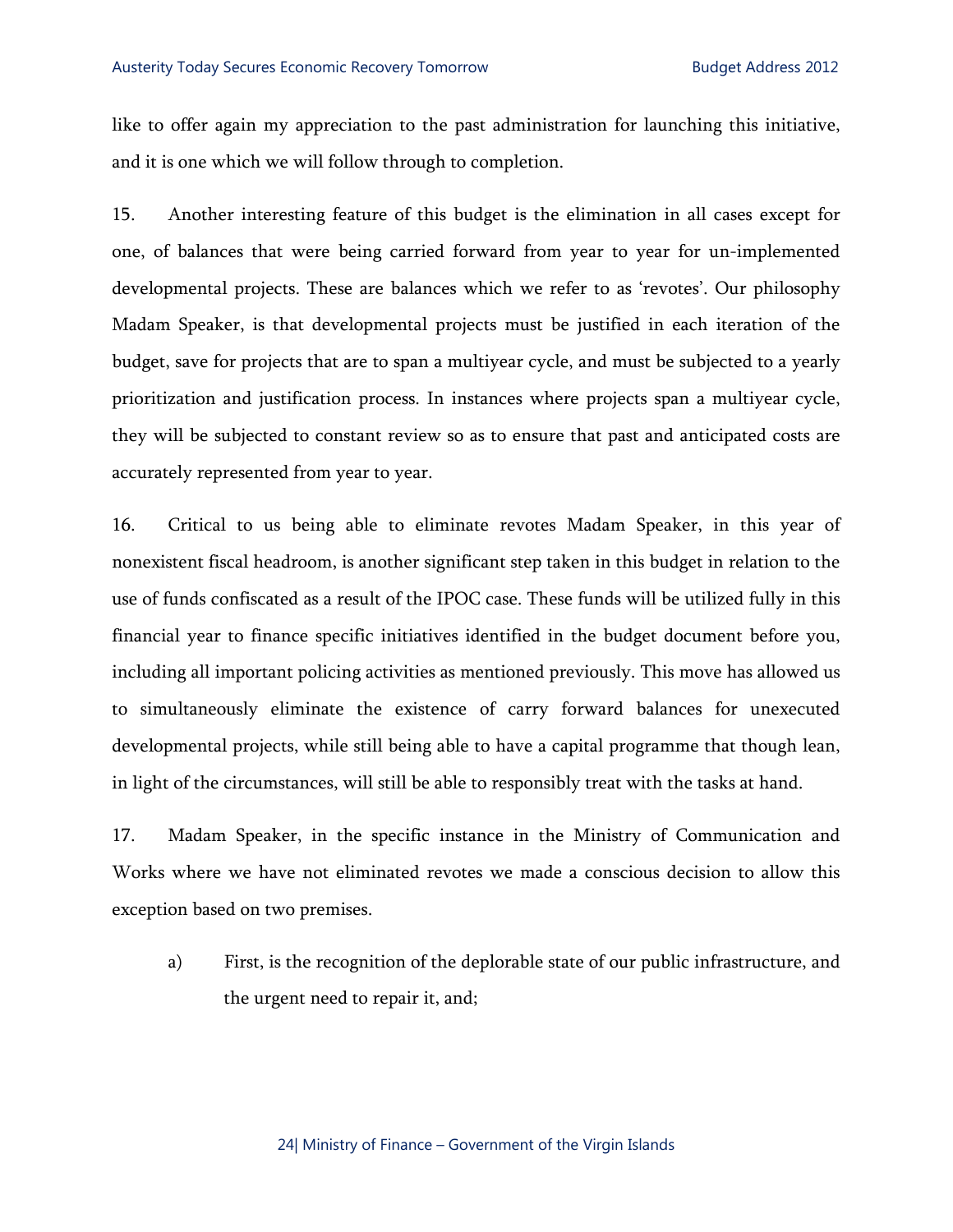like to offer again my appreciation to the past administration for launching this initiative, and it is one which we will follow through to completion.

15. Another interesting feature of this budget is the elimination in all cases except for one, of balances that were being carried forward from year to year for un-implemented developmental projects. These are balances which we refer to as 'revotes'. Our philosophy Madam Speaker, is that developmental projects must be justified in each iteration of the budget, save for projects that are to span a multiyear cycle, and must be subjected to a yearly prioritization and justification process. In instances where projects span a multiyear cycle, they will be subjected to constant review so as to ensure that past and anticipated costs are accurately represented from year to year.

16. Critical to us being able to eliminate revotes Madam Speaker, in this year of nonexistent fiscal headroom, is another significant step taken in this budget in relation to the use of funds confiscated as a result of the IPOC case. These funds will be utilized fully in this financial year to finance specific initiatives identified in the budget document before you, including all important policing activities as mentioned previously. This move has allowed us to simultaneously eliminate the existence of carry forward balances for unexecuted developmental projects, while still being able to have a capital programme that though lean, in light of the circumstances, will still be able to responsibly treat with the tasks at hand.

17. Madam Speaker, in the specific instance in the Ministry of Communication and Works where we have not eliminated revotes we made a conscious decision to allow this exception based on two premises.

a) First, is the recognition of the deplorable state of our public infrastructure, and the urgent need to repair it, and;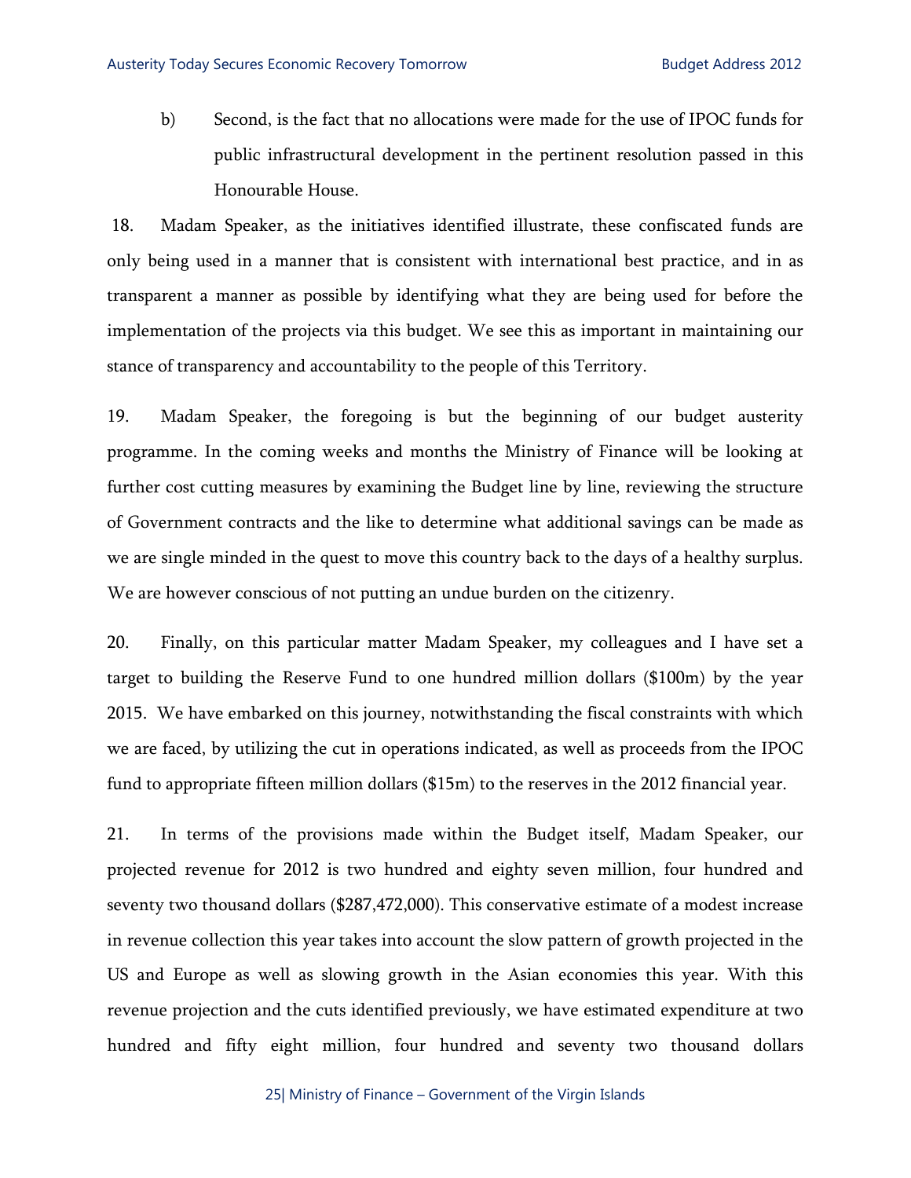b) Second, is the fact that no allocations were made for the use of IPOC funds for public infrastructural development in the pertinent resolution passed in this Honourable House.

18. Madam Speaker, as the initiatives identified illustrate, these confiscated funds are only being used in a manner that is consistent with international best practice, and in as transparent a manner as possible by identifying what they are being used for before the implementation of the projects via this budget. We see this as important in maintaining our stance of transparency and accountability to the people of this Territory.

19. Madam Speaker, the foregoing is but the beginning of our budget austerity programme. In the coming weeks and months the Ministry of Finance will be looking at further cost cutting measures by examining the Budget line by line, reviewing the structure of Government contracts and the like to determine what additional savings can be made as we are single minded in the quest to move this country back to the days of a healthy surplus. We are however conscious of not putting an undue burden on the citizenry.

20. Finally, on this particular matter Madam Speaker, my colleagues and I have set a target to building the Reserve Fund to one hundred million dollars ($100m) by the year 2015. We have embarked on this journey, notwithstanding the fiscal constraints with which we are faced, by utilizing the cut in operations indicated, as well as proceeds from the IPOC fund to appropriate fifteen million dollars ($15m) to the reserves in the 2012 financial year.

21. In terms of the provisions made within the Budget itself, Madam Speaker, our projected revenue for 2012 is two hundred and eighty seven million, four hundred and seventy two thousand dollars ($287,472,000). This conservative estimate of a modest increase in revenue collection this year takes into account the slow pattern of growth projected in the US and Europe as well as slowing growth in the Asian economies this year. With this revenue projection and the cuts identified previously, we have estimated expenditure at two hundred and fifty eight million, four hundred and seventy two thousand dollars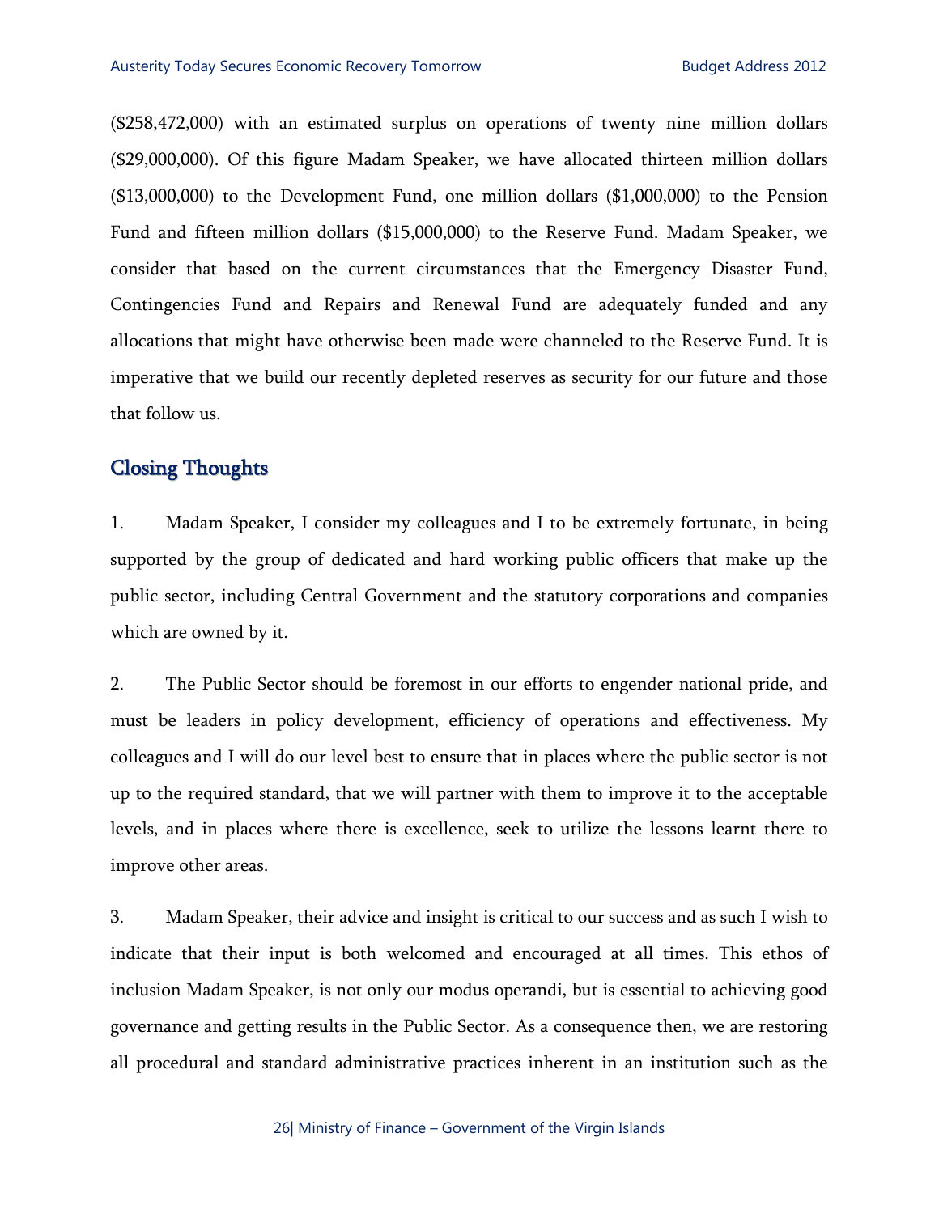($258,472,000) with an estimated surplus on operations of twenty nine million dollars ($29,000,000). Of this figure Madam Speaker, we have allocated thirteen million dollars ($13,000,000) to the Development Fund, one million dollars ($1,000,000) to the Pension Fund and fifteen million dollars ($15,000,000) to the Reserve Fund. Madam Speaker, we consider that based on the current circumstances that the Emergency Disaster Fund, Contingencies Fund and Repairs and Renewal Fund are adequately funded and any allocations that might have otherwise been made were channeled to the Reserve Fund. It is imperative that we build our recently depleted reserves as security for our future and those that follow us.

## Closing Thoughts

1. Madam Speaker, I consider my colleagues and I to be extremely fortunate, in being supported by the group of dedicated and hard working public officers that make up the public sector, including Central Government and the statutory corporations and companies which are owned by it.

2. The Public Sector should be foremost in our efforts to engender national pride, and must be leaders in policy development, efficiency of operations and effectiveness. My colleagues and I will do our level best to ensure that in places where the public sector is not up to the required standard, that we will partner with them to improve it to the acceptable levels, and in places where there is excellence, seek to utilize the lessons learnt there to improve other areas.

3. Madam Speaker, their advice and insight is critical to our success and as such I wish to indicate that their input is both welcomed and encouraged at all times. This ethos of inclusion Madam Speaker, is not only our modus operandi, but is essential to achieving good governance and getting results in the Public Sector. As a consequence then, we are restoring all procedural and standard administrative practices inherent in an institution such as the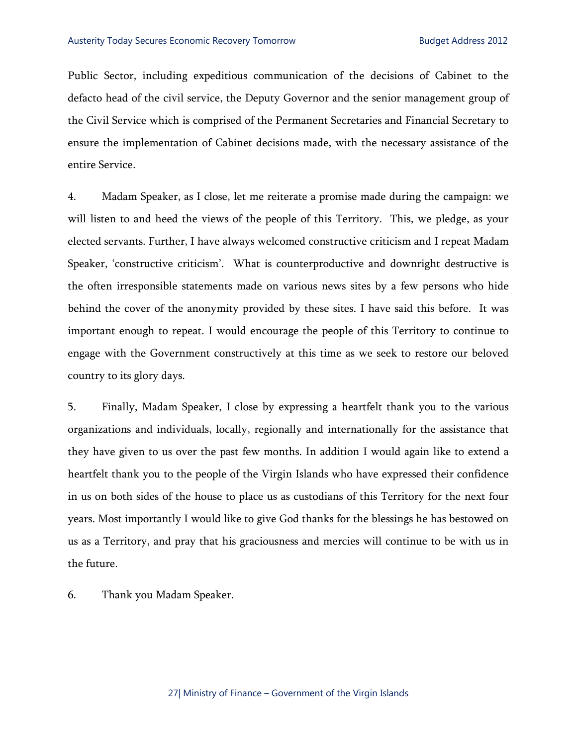Public Sector, including expeditious communication of the decisions of Cabinet to the defacto head of the civil service, the Deputy Governor and the senior management group of the Civil Service which is comprised of the Permanent Secretaries and Financial Secretary to ensure the implementation of Cabinet decisions made, with the necessary assistance of the entire Service.

4. Madam Speaker, as I close, let me reiterate a promise made during the campaign: we will listen to and heed the views of the people of this Territory. This, we pledge, as your elected servants. Further, I have always welcomed constructive criticism and I repeat Madam Speaker, 'constructive criticism'. What is counterproductive and downright destructive is the often irresponsible statements made on various news sites by a few persons who hide behind the cover of the anonymity provided by these sites. I have said this before. It was important enough to repeat. I would encourage the people of this Territory to continue to engage with the Government constructively at this time as we seek to restore our beloved country to its glory days.

5. Finally, Madam Speaker, I close by expressing a heartfelt thank you to the various organizations and individuals, locally, regionally and internationally for the assistance that they have given to us over the past few months. In addition I would again like to extend a heartfelt thank you to the people of the Virgin Islands who have expressed their confidence in us on both sides of the house to place us as custodians of this Territory for the next four years. Most importantly I would like to give God thanks for the blessings he has bestowed on us as a Territory, and pray that his graciousness and mercies will continue to be with us in the future.

6. Thank you Madam Speaker.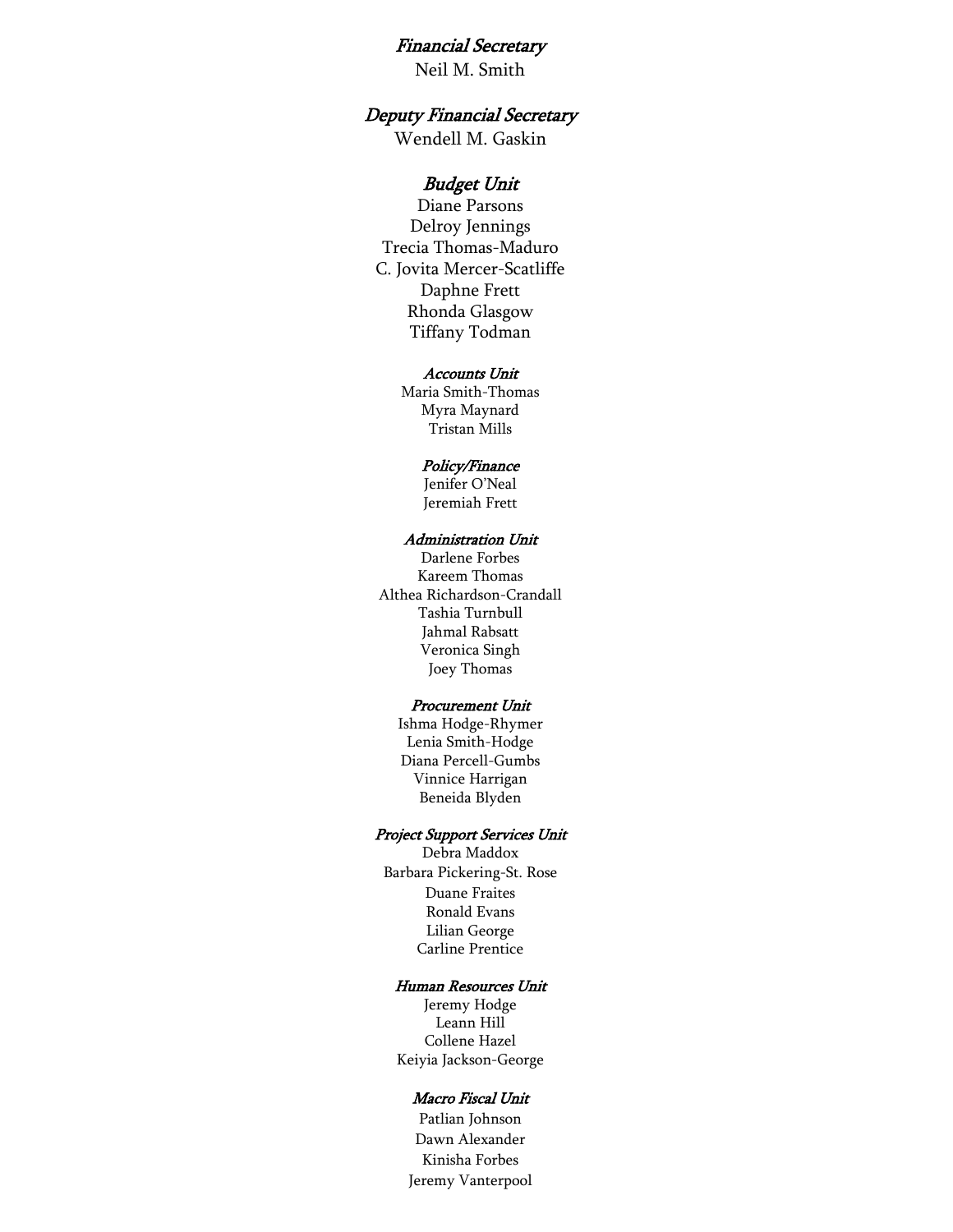*Financial Secretary*

Neil M. Smith

*Deputy Financial Secretary*

Wendell M. Gaskin

*Budget Unit*

Diane Parsons
Delroy Jennings
Trecia Thomas-Maduro
C. Jovita Mercer-Scatliffe
Daphne Frett
Rhonda Glasgow
Tiffany Todman

*Accounts Unit*

Maria Smith-Thomas
Myra Maynard
Tristan Mills

*Policy/Finance*

Jenifer O'Neal
Jeremiah Frett

*Administration Unit*

Darlene Forbes
Kareem Thomas
Althea Richardson-Crandall
Tashia Turnbull
Jahmal Rabsatt
Veronica Singh
Joey Thomas

*Procurement Unit*

Ishma Hodge-Rhymer
Lenia Smith-Hodge
Diana Percell-Gumbs
Vinnice Harrigan
Beneida Blyden

*Project Support Services Unit*

Debra Maddox
Barbara Pickering-St. Rose
Duane Fraites
Ronald Evans
Lilian George
Carline Prentice

*Human Resources Unit*

Jeremy Hodge
Leann Hill
Collene Hazel
Keiyia Jackson-George

*Macro Fiscal Unit*

Patlian Johnson
Dawn Alexander
Kinisha Forbes
Jeremy Vanterpool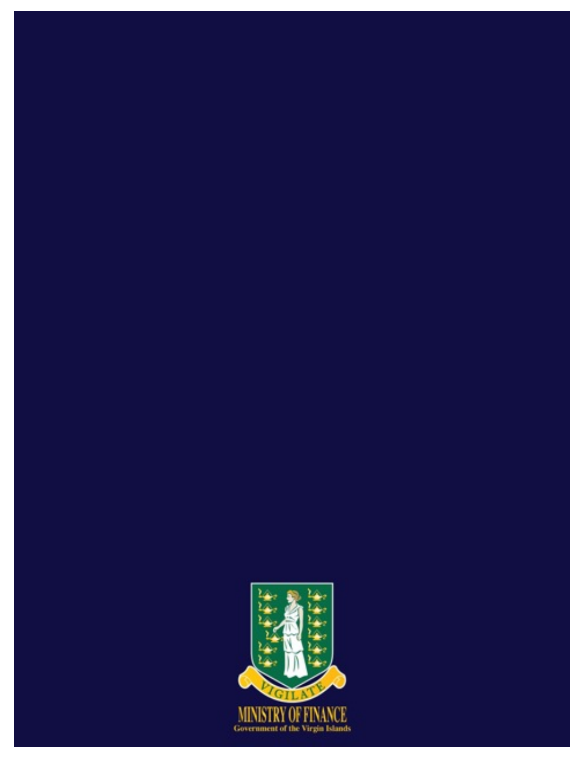VIGILATE

MINISTRY OF FINANCE

Government of the Virgin Islands